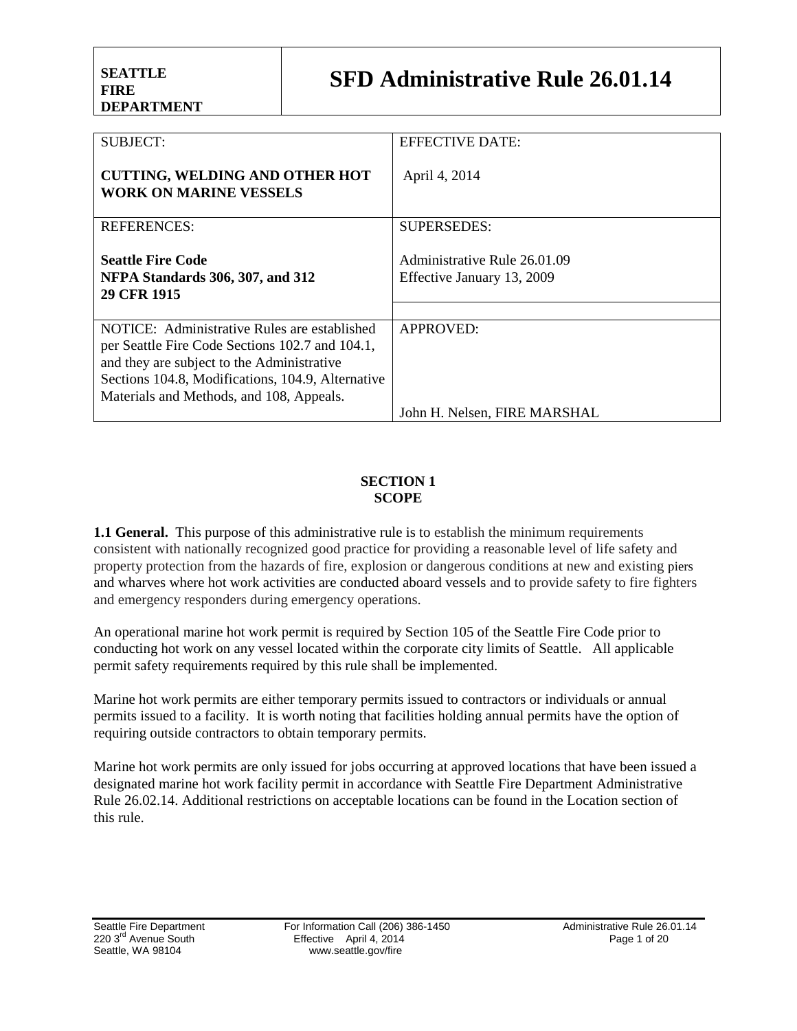| SEATTLE FIRE DEPARTMENT | SFD Administrative Rule 26.01.14 |
| --- | --- |

| SUBJECT: | EFFECTIVE DATE: |
| --- | --- |
| **CUTTING, WELDING AND OTHER HOT WORK ON MARINE VESSELS** | April 4, 2014 |
| REFERENCES:<br><br>**Seattle Fire Code**<br>**NFPA Standards 306, 307, and 312**<br>**29 CFR 1915** | SUPERSEDES:<br><br>Administrative Rule 26.01.09<br>Effective January 13, 2009 |
| NOTICE: Administrative Rules are established per Seattle Fire Code Sections 102.7 and 104.1, and they are subject to the Administrative Sections 104.8, Modifications, 104.9, Alternative Materials and Methods, and 108, Appeals. | APPROVED:<br><br>John H. Nelsen, FIRE MARSHAL |

## SECTION 1
## SCOPE

**1.1 General.** This purpose of this administrative rule is to establish the minimum requirements consistent with nationally recognized good practice for providing a reasonable level of life safety and property protection from the hazards of fire, explosion or dangerous conditions at new and existing piers and wharves where hot work activities are conducted aboard vessels and to provide safety to fire fighters and emergency responders during emergency operations.

An operational marine hot work permit is required by Section 105 of the Seattle Fire Code prior to conducting hot work on any vessel located within the corporate city limits of Seattle. All applicable permit safety requirements required by this rule shall be implemented.

Marine hot work permits are either temporary permits issued to contractors or individuals or annual permits issued to a facility. It is worth noting that facilities holding annual permits have the option of requiring outside contractors to obtain temporary permits.

Marine hot work permits are only issued for jobs occurring at approved locations that have been issued a designated marine hot work facility permit in accordance with Seattle Fire Department Administrative Rule 26.02.14. Additional restrictions on acceptable locations can be found in the Location section of this rule.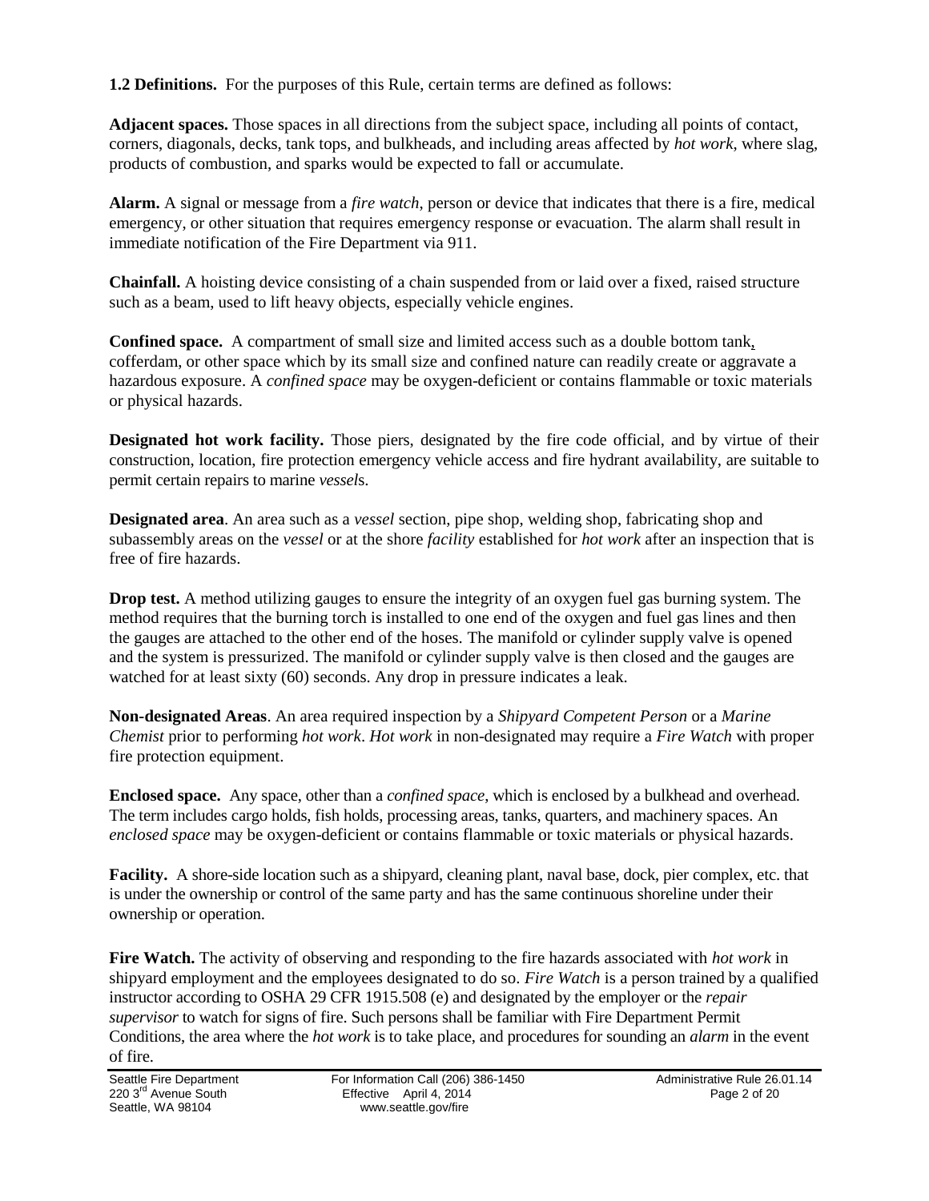**1.2 Definitions.** For the purposes of this Rule, certain terms are defined as follows:

**Adjacent spaces.** Those spaces in all directions from the subject space, including all points of contact, corners, diagonals, decks, tank tops, and bulkheads, and including areas affected by *hot work*, where slag, products of combustion, and sparks would be expected to fall or accumulate.

**Alarm.** A signal or message from a *fire watch*, person or device that indicates that there is a fire, medical emergency, or other situation that requires emergency response or evacuation. The alarm shall result in immediate notification of the Fire Department via 911.

**Chainfall.** A hoisting device consisting of a chain suspended from or laid over a fixed, raised structure such as a beam, used to lift heavy objects, especially vehicle engines.

**Confined space.** A compartment of small size and limited access such as a double bottom tank, cofferdam, or other space which by its small size and confined nature can readily create or aggravate a hazardous exposure. A *confined space* may be oxygen-deficient or contains flammable or toxic materials or physical hazards.

**Designated hot work facility.** Those piers, designated by the fire code official, and by virtue of their construction, location, fire protection emergency vehicle access and fire hydrant availability, are suitable to permit certain repairs to marine *vessel*s.

**Designated area**. An area such as a *vessel* section, pipe shop, welding shop, fabricating shop and subassembly areas on the *vessel* or at the shore *facility* established for *hot work* after an inspection that is free of fire hazards.

**Drop test.** A method utilizing gauges to ensure the integrity of an oxygen fuel gas burning system. The method requires that the burning torch is installed to one end of the oxygen and fuel gas lines and then the gauges are attached to the other end of the hoses. The manifold or cylinder supply valve is opened and the system is pressurized. The manifold or cylinder supply valve is then closed and the gauges are watched for at least sixty (60) seconds. Any drop in pressure indicates a leak.

**Non-designated Areas**. An area required inspection by a *Shipyard Competent Person* or a *Marine Chemist* prior to performing *hot work*. *Hot work* in non-designated may require a *Fire Watch* with proper fire protection equipment.

**Enclosed space.** Any space, other than a *confined space*, which is enclosed by a bulkhead and overhead. The term includes cargo holds, fish holds, processing areas, tanks, quarters, and machinery spaces. An *enclosed space* may be oxygen-deficient or contains flammable or toxic materials or physical hazards.

**Facility.** A shore-side location such as a shipyard, cleaning plant, naval base, dock, pier complex, etc. that is under the ownership or control of the same party and has the same continuous shoreline under their ownership or operation.

**Fire Watch.** The activity of observing and responding to the fire hazards associated with *hot work* in shipyard employment and the employees designated to do so. *Fire Watch* is a person trained by a qualified instructor according to OSHA 29 CFR 1915.508 (e) and designated by the employer or the *repair supervisor* to watch for signs of fire. Such persons shall be familiar with Fire Department Permit Conditions, the area where the *hot work* is to take place, and procedures for sounding an *alarm* in the event of fire.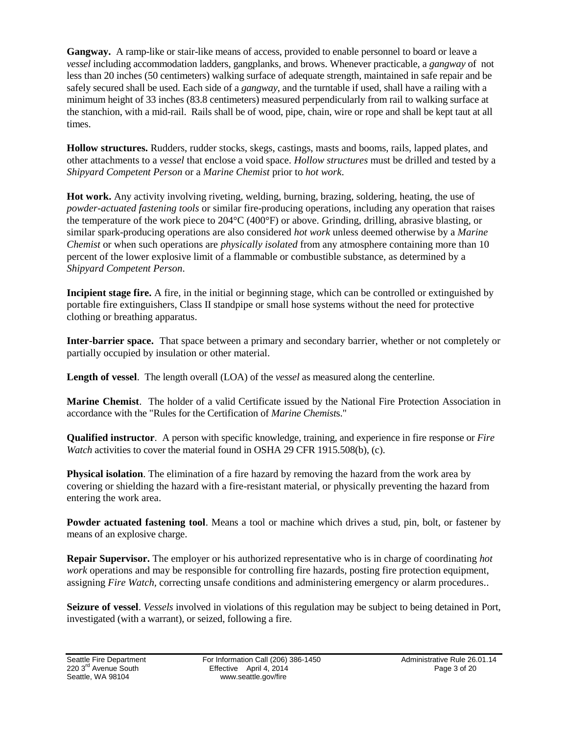**Gangway.** A ramp-like or stair-like means of access, provided to enable personnel to board or leave a *vessel* including accommodation ladders, gangplanks, and brows. Whenever practicable, a *gangway* of not less than 20 inches (50 centimeters) walking surface of adequate strength, maintained in safe repair and be safely secured shall be used. Each side of a *gangway*, and the turntable if used, shall have a railing with a minimum height of 33 inches (83.8 centimeters) measured perpendicularly from rail to walking surface at the stanchion, with a mid-rail. Rails shall be of wood, pipe, chain, wire or rope and shall be kept taut at all times.

**Hollow structures.** Rudders, rudder stocks, skegs, castings, masts and booms, rails, lapped plates, and other attachments to a *vessel* that enclose a void space. *Hollow structures* must be drilled and tested by a *Shipyard Competent Person* or a *Marine Chemist* prior to *hot work*.

**Hot work.** Any activity involving riveting, welding, burning, brazing, soldering, heating, the use of *powder-actuated fastening tools* or similar fire-producing operations, including any operation that raises the temperature of the work piece to 204°C (400°F) or above. Grinding, drilling, abrasive blasting, or similar spark-producing operations are also considered *hot work* unless deemed otherwise by a *Marine Chemist* or when such operations are *physically isolated* from any atmosphere containing more than 10 percent of the lower explosive limit of a flammable or combustible substance, as determined by a *Shipyard Competent Person*.

**Incipient stage fire.** A fire, in the initial or beginning stage, which can be controlled or extinguished by portable fire extinguishers, Class II standpipe or small hose systems without the need for protective clothing or breathing apparatus.

**Inter-barrier space.** That space between a primary and secondary barrier, whether or not completely or partially occupied by insulation or other material.

**Length of vessel**. The length overall (LOA) of the *vessel* as measured along the centerline.

**Marine Chemist**. The holder of a valid Certificate issued by the National Fire Protection Association in accordance with the "Rules for the Certification of *Marine Chemist*s."

**Qualified instructor**. A person with specific knowledge, training, and experience in fire response or *Fire Watch* activities to cover the material found in OSHA 29 CFR 1915.508(b), (c).

**Physical isolation**. The elimination of a fire hazard by removing the hazard from the work area by covering or shielding the hazard with a fire-resistant material, or physically preventing the hazard from entering the work area.

**Powder actuated fastening tool**. Means a tool or machine which drives a stud, pin, bolt, or fastener by means of an explosive charge.

**Repair Supervisor.** The employer or his authorized representative who is in charge of coordinating *hot work* operations and may be responsible for controlling fire hazards, posting fire protection equipment, assigning *Fire Watch*, correcting unsafe conditions and administering emergency or alarm procedures..

**Seizure of vessel**. *Vessels* involved in violations of this regulation may be subject to being detained in Port, investigated (with a warrant), or seized, following a fire.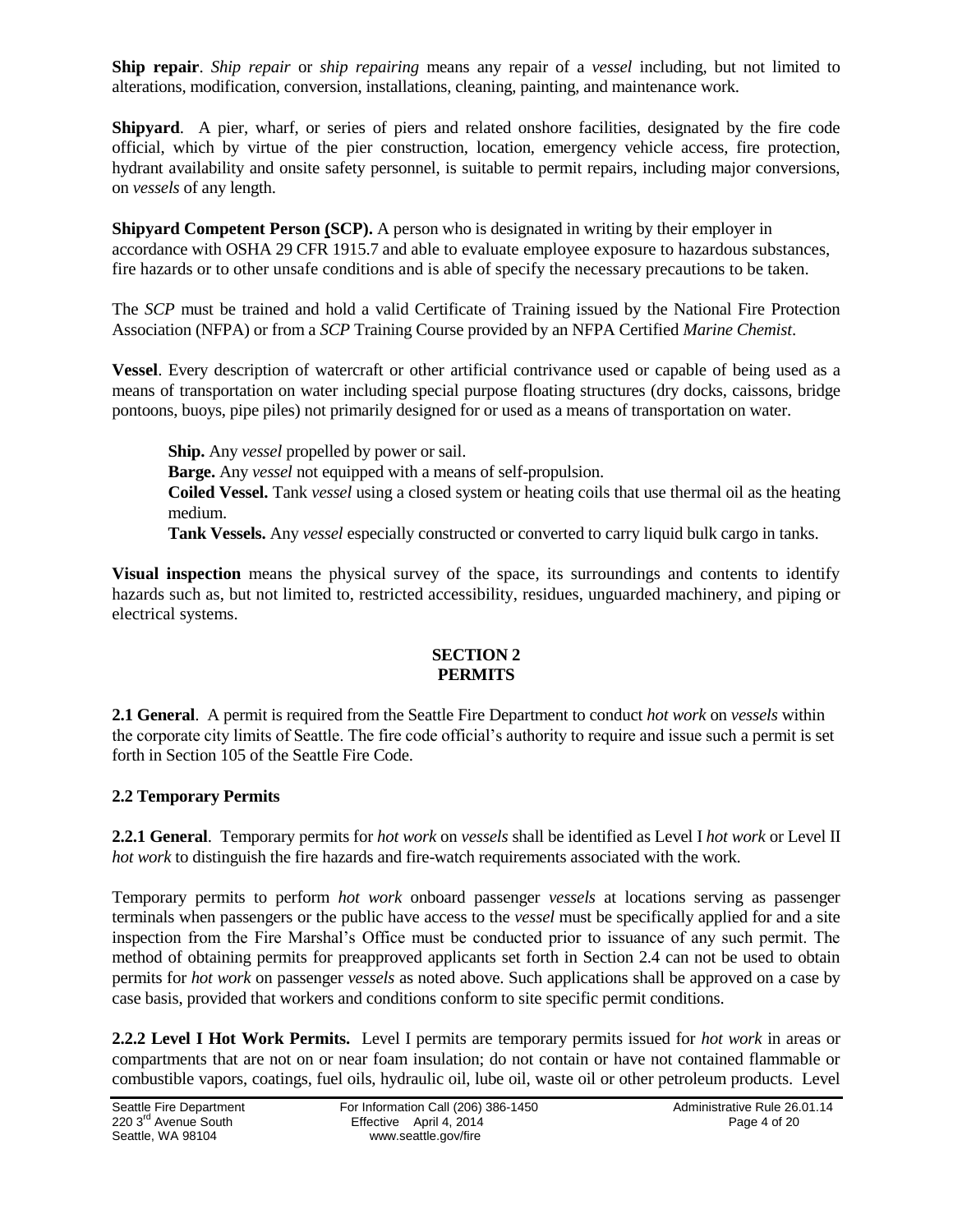**Ship repair**. *Ship repair* or *ship repairing* means any repair of a *vessel* including, but not limited to alterations, modification, conversion, installations, cleaning, painting, and maintenance work.

**Shipyard**. A pier, wharf, or series of piers and related onshore facilities, designated by the fire code official, which by virtue of the pier construction, location, emergency vehicle access, fire protection, hydrant availability and onsite safety personnel, is suitable to permit repairs, including major conversions, on *vessels* of any length.

**Shipyard Competent Person (SCP).** A person who is designated in writing by their employer in accordance with OSHA 29 CFR 1915.7 and able to evaluate employee exposure to hazardous substances, fire hazards or to other unsafe conditions and is able of specify the necessary precautions to be taken.

The *SCP* must be trained and hold a valid Certificate of Training issued by the National Fire Protection Association (NFPA) or from a *SCP* Training Course provided by an NFPA Certified *Marine Chemist*.

**Vessel**. Every description of watercraft or other artificial contrivance used or capable of being used as a means of transportation on water including special purpose floating structures (dry docks, caissons, bridge pontoons, buoys, pipe piles) not primarily designed for or used as a means of transportation on water.

**Ship.** Any *vessel* propelled by power or sail.
**Barge.** Any *vessel* not equipped with a means of self-propulsion.
**Coiled Vessel.** Tank *vessel* using a closed system or heating coils that use thermal oil as the heating medium.
**Tank Vessels.** Any *vessel* especially constructed or converted to carry liquid bulk cargo in tanks.

**Visual inspection** means the physical survey of the space, its surroundings and contents to identify hazards such as, but not limited to, restricted accessibility, residues, unguarded machinery, and piping or electrical systems.

## SECTION 2
## PERMITS

**2.1 General**. A permit is required from the Seattle Fire Department to conduct *hot work* on *vessels* within the corporate city limits of Seattle. The fire code official's authority to require and issue such a permit is set forth in Section 105 of the Seattle Fire Code.

### 2.2 Temporary Permits

**2.2.1 General**. Temporary permits for *hot work* on *vessels* shall be identified as Level I *hot work* or Level II *hot work* to distinguish the fire hazards and fire-watch requirements associated with the work.

Temporary permits to perform *hot work* onboard passenger *vessels* at locations serving as passenger terminals when passengers or the public have access to the *vessel* must be specifically applied for and a site inspection from the Fire Marshal's Office must be conducted prior to issuance of any such permit. The method of obtaining permits for preapproved applicants set forth in Section 2.4 can not be used to obtain permits for *hot work* on passenger *vessels* as noted above. Such applications shall be approved on a case by case basis, provided that workers and conditions conform to site specific permit conditions.

**2.2.2 Level I Hot Work Permits.** Level I permits are temporary permits issued for *hot work* in areas or compartments that are not on or near foam insulation; do not contain or have not contained flammable or combustible vapors, coatings, fuel oils, hydraulic oil, lube oil, waste oil or other petroleum products. Level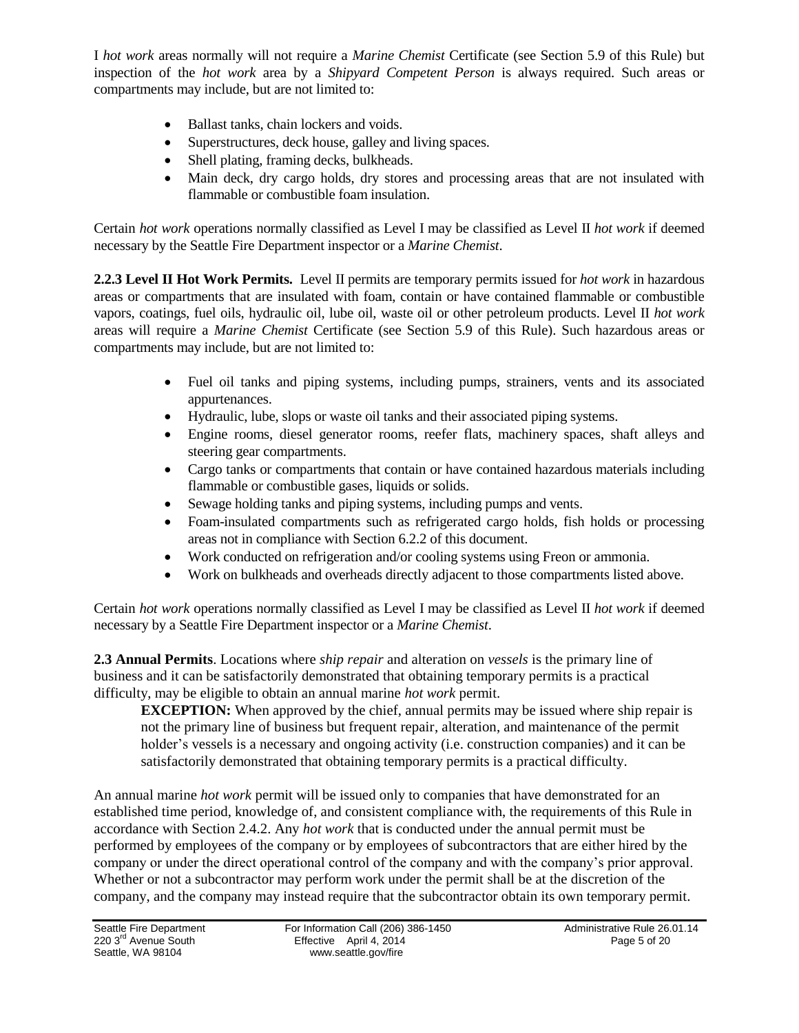I *hot work* areas normally will not require a *Marine Chemist* Certificate (see Section 5.9 of this Rule) but inspection of the *hot work* area by a *Shipyard Competent Person* is always required. Such areas or compartments may include, but are not limited to:

- Ballast tanks, chain lockers and voids.
- Superstructures, deck house, galley and living spaces.
- Shell plating, framing decks, bulkheads.
- Main deck, dry cargo holds, dry stores and processing areas that are not insulated with flammable or combustible foam insulation.

Certain *hot work* operations normally classified as Level I may be classified as Level II *hot work* if deemed necessary by the Seattle Fire Department inspector or a *Marine Chemist*.

**2.2.3 Level II Hot Work Permits.** Level II permits are temporary permits issued for *hot work* in hazardous areas or compartments that are insulated with foam, contain or have contained flammable or combustible vapors, coatings, fuel oils, hydraulic oil, lube oil, waste oil or other petroleum products. Level II *hot work* areas will require a *Marine Chemist* Certificate (see Section 5.9 of this Rule). Such hazardous areas or compartments may include, but are not limited to:

- Fuel oil tanks and piping systems, including pumps, strainers, vents and its associated appurtenances.
- Hydraulic, lube, slops or waste oil tanks and their associated piping systems.
- Engine rooms, diesel generator rooms, reefer flats, machinery spaces, shaft alleys and steering gear compartments.
- Cargo tanks or compartments that contain or have contained hazardous materials including flammable or combustible gases, liquids or solids.
- Sewage holding tanks and piping systems, including pumps and vents.
- Foam-insulated compartments such as refrigerated cargo holds, fish holds or processing areas not in compliance with Section 6.2.2 of this document.
- Work conducted on refrigeration and/or cooling systems using Freon or ammonia.
- Work on bulkheads and overheads directly adjacent to those compartments listed above.

Certain *hot work* operations normally classified as Level I may be classified as Level II *hot work* if deemed necessary by a Seattle Fire Department inspector or a *Marine Chemist*.

**2.3 Annual Permits**. Locations where *ship repair* and alteration on *vessels* is the primary line of business and it can be satisfactorily demonstrated that obtaining temporary permits is a practical difficulty, may be eligible to obtain an annual marine *hot work* permit.

**EXCEPTION:** When approved by the chief, annual permits may be issued where ship repair is not the primary line of business but frequent repair, alteration, and maintenance of the permit holder's vessels is a necessary and ongoing activity (i.e. construction companies) and it can be satisfactorily demonstrated that obtaining temporary permits is a practical difficulty.

An annual marine *hot work* permit will be issued only to companies that have demonstrated for an established time period, knowledge of, and consistent compliance with, the requirements of this Rule in accordance with Section 2.4.2. Any *hot work* that is conducted under the annual permit must be performed by employees of the company or by employees of subcontractors that are either hired by the company or under the direct operational control of the company and with the company's prior approval. Whether or not a subcontractor may perform work under the permit shall be at the discretion of the company, and the company may instead require that the subcontractor obtain its own temporary permit.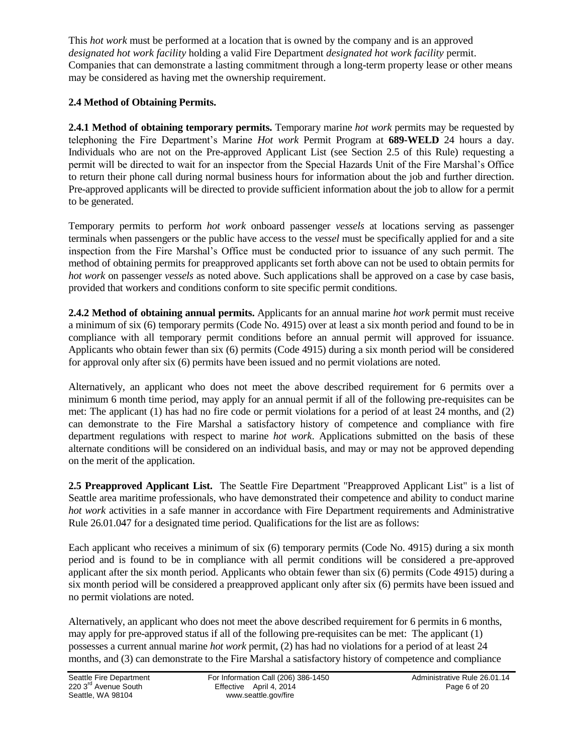This *hot work* must be performed at a location that is owned by the company and is an approved *designated hot work facility* holding a valid Fire Department *designated hot work facility* permit. Companies that can demonstrate a lasting commitment through a long-term property lease or other means may be considered as having met the ownership requirement.

**2.4 Method of Obtaining Permits.**

**2.4.1 Method of obtaining temporary permits.** Temporary marine *hot work* permits may be requested by telephoning the Fire Department's Marine *Hot work* Permit Program at **689-WELD** 24 hours a day. Individuals who are not on the Pre-approved Applicant List (see Section 2.5 of this Rule) requesting a permit will be directed to wait for an inspector from the Special Hazards Unit of the Fire Marshal's Office to return their phone call during normal business hours for information about the job and further direction. Pre-approved applicants will be directed to provide sufficient information about the job to allow for a permit to be generated.

Temporary permits to perform *hot work* onboard passenger *vessels* at locations serving as passenger terminals when passengers or the public have access to the *vessel* must be specifically applied for and a site inspection from the Fire Marshal's Office must be conducted prior to issuance of any such permit. The method of obtaining permits for preapproved applicants set forth above can not be used to obtain permits for *hot work* on passenger *vessels* as noted above. Such applications shall be approved on a case by case basis, provided that workers and conditions conform to site specific permit conditions.

**2.4.2 Method of obtaining annual permits.** Applicants for an annual marine *hot work* permit must receive a minimum of six (6) temporary permits (Code No. 4915) over at least a six month period and found to be in compliance with all temporary permit conditions before an annual permit will approved for issuance. Applicants who obtain fewer than six (6) permits (Code 4915) during a six month period will be considered for approval only after six (6) permits have been issued and no permit violations are noted.

Alternatively, an applicant who does not meet the above described requirement for 6 permits over a minimum 6 month time period, may apply for an annual permit if all of the following pre-requisites can be met: The applicant (1) has had no fire code or permit violations for a period of at least 24 months, and (2) can demonstrate to the Fire Marshal a satisfactory history of competence and compliance with fire department regulations with respect to marine *hot work*. Applications submitted on the basis of these alternate conditions will be considered on an individual basis, and may or may not be approved depending on the merit of the application.

**2.5 Preapproved Applicant List.** The Seattle Fire Department "Preapproved Applicant List" is a list of Seattle area maritime professionals, who have demonstrated their competence and ability to conduct marine *hot work* activities in a safe manner in accordance with Fire Department requirements and Administrative Rule 26.01.047 for a designated time period. Qualifications for the list are as follows:

Each applicant who receives a minimum of six (6) temporary permits (Code No. 4915) during a six month period and is found to be in compliance with all permit conditions will be considered a pre-approved applicant after the six month period. Applicants who obtain fewer than six (6) permits (Code 4915) during a six month period will be considered a preapproved applicant only after six (6) permits have been issued and no permit violations are noted.

Alternatively, an applicant who does not meet the above described requirement for 6 permits in 6 months, may apply for pre-approved status if all of the following pre-requisites can be met: The applicant (1) possesses a current annual marine *hot work* permit, (2) has had no violations for a period of at least 24 months, and (3) can demonstrate to the Fire Marshal a satisfactory history of competence and compliance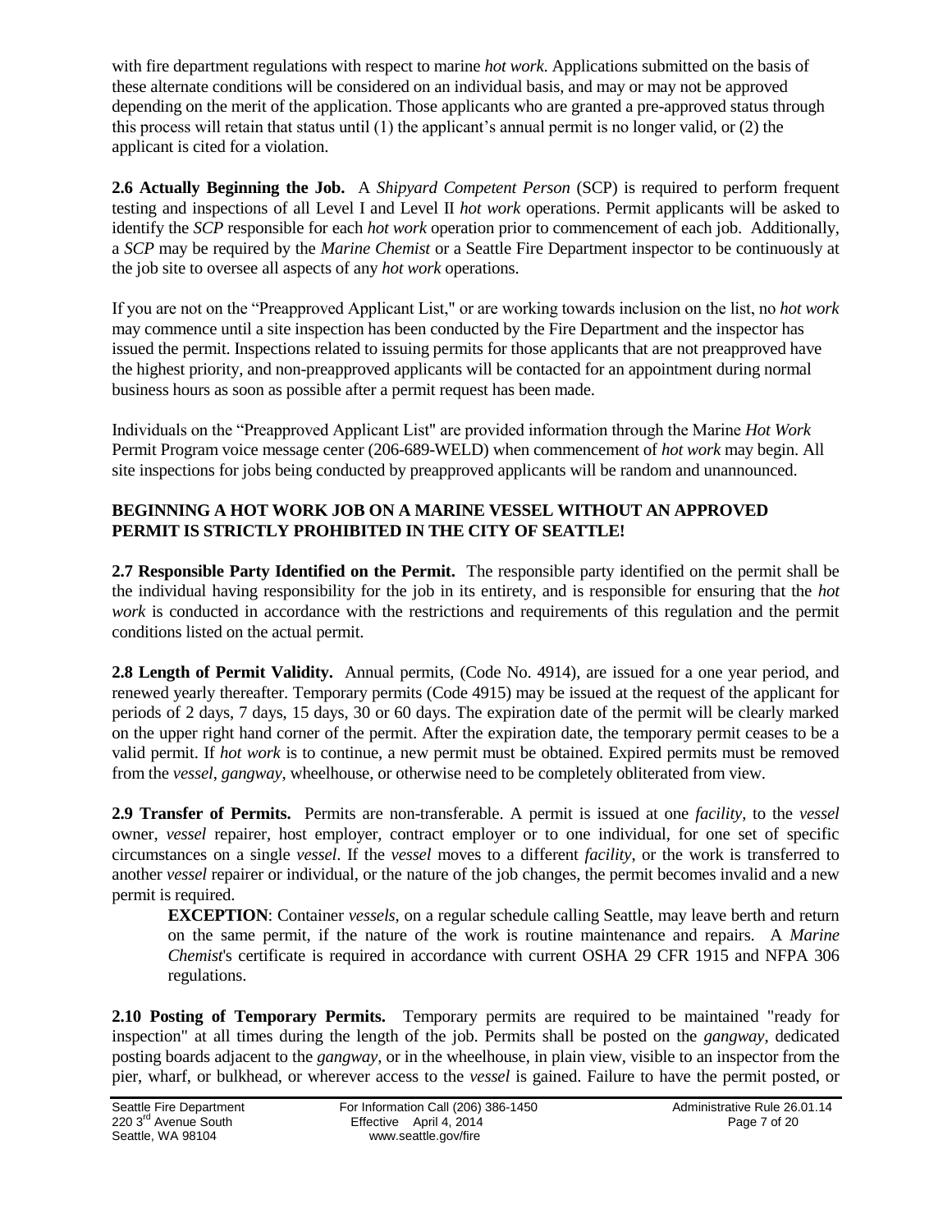with fire department regulations with respect to marine *hot work*. Applications submitted on the basis of these alternate conditions will be considered on an individual basis, and may or may not be approved depending on the merit of the application. Those applicants who are granted a pre-approved status through this process will retain that status until (1) the applicant's annual permit is no longer valid, or (2) the applicant is cited for a violation.

**2.6 Actually Beginning the Job.** A *Shipyard Competent Person* (SCP) is required to perform frequent testing and inspections of all Level I and Level II *hot work* operations. Permit applicants will be asked to identify the *SCP* responsible for each *hot work* operation prior to commencement of each job. Additionally, a *SCP* may be required by the *Marine Chemist* or a Seattle Fire Department inspector to be continuously at the job site to oversee all aspects of any *hot work* operations.

If you are not on the "Preapproved Applicant List," or are working towards inclusion on the list, no *hot work* may commence until a site inspection has been conducted by the Fire Department and the inspector has issued the permit. Inspections related to issuing permits for those applicants that are not preapproved have the highest priority, and non-preapproved applicants will be contacted for an appointment during normal business hours as soon as possible after a permit request has been made.

Individuals on the "Preapproved Applicant List" are provided information through the Marine *Hot Work* Permit Program voice message center (206-689-WELD) when commencement of *hot work* may begin. All site inspections for jobs being conducted by preapproved applicants will be random and unannounced.

**BEGINNING A HOT WORK JOB ON A MARINE VESSEL WITHOUT AN APPROVED PERMIT IS STRICTLY PROHIBITED IN THE CITY OF SEATTLE!**

**2.7 Responsible Party Identified on the Permit.** The responsible party identified on the permit shall be the individual having responsibility for the job in its entirety, and is responsible for ensuring that the *hot work* is conducted in accordance with the restrictions and requirements of this regulation and the permit conditions listed on the actual permit.

**2.8 Length of Permit Validity.** Annual permits, (Code No. 4914), are issued for a one year period, and renewed yearly thereafter. Temporary permits (Code 4915) may be issued at the request of the applicant for periods of 2 days, 7 days, 15 days, 30 or 60 days. The expiration date of the permit will be clearly marked on the upper right hand corner of the permit. After the expiration date, the temporary permit ceases to be a valid permit. If *hot work* is to continue, a new permit must be obtained. Expired permits must be removed from the *vessel*, *gangway*, wheelhouse, or otherwise need to be completely obliterated from view.

**2.9 Transfer of Permits.** Permits are non-transferable. A permit is issued at one *facility*, to the *vessel* owner, *vessel* repairer, host employer, contract employer or to one individual, for one set of specific circumstances on a single *vessel*. If the *vessel* moves to a different *facility*, or the work is transferred to another *vessel* repairer or individual, or the nature of the job changes, the permit becomes invalid and a new permit is required.

> **EXCEPTION**: Container *vessels*, on a regular schedule calling Seattle, may leave berth and return on the same permit, if the nature of the work is routine maintenance and repairs. A *Marine Chemist*'s certificate is required in accordance with current OSHA 29 CFR 1915 and NFPA 306 regulations.

**2.10 Posting of Temporary Permits.** Temporary permits are required to be maintained "ready for inspection" at all times during the length of the job. Permits shall be posted on the *gangway*, dedicated posting boards adjacent to the *gangway*, or in the wheelhouse, in plain view, visible to an inspector from the pier, wharf, or bulkhead, or wherever access to the *vessel* is gained. Failure to have the permit posted, or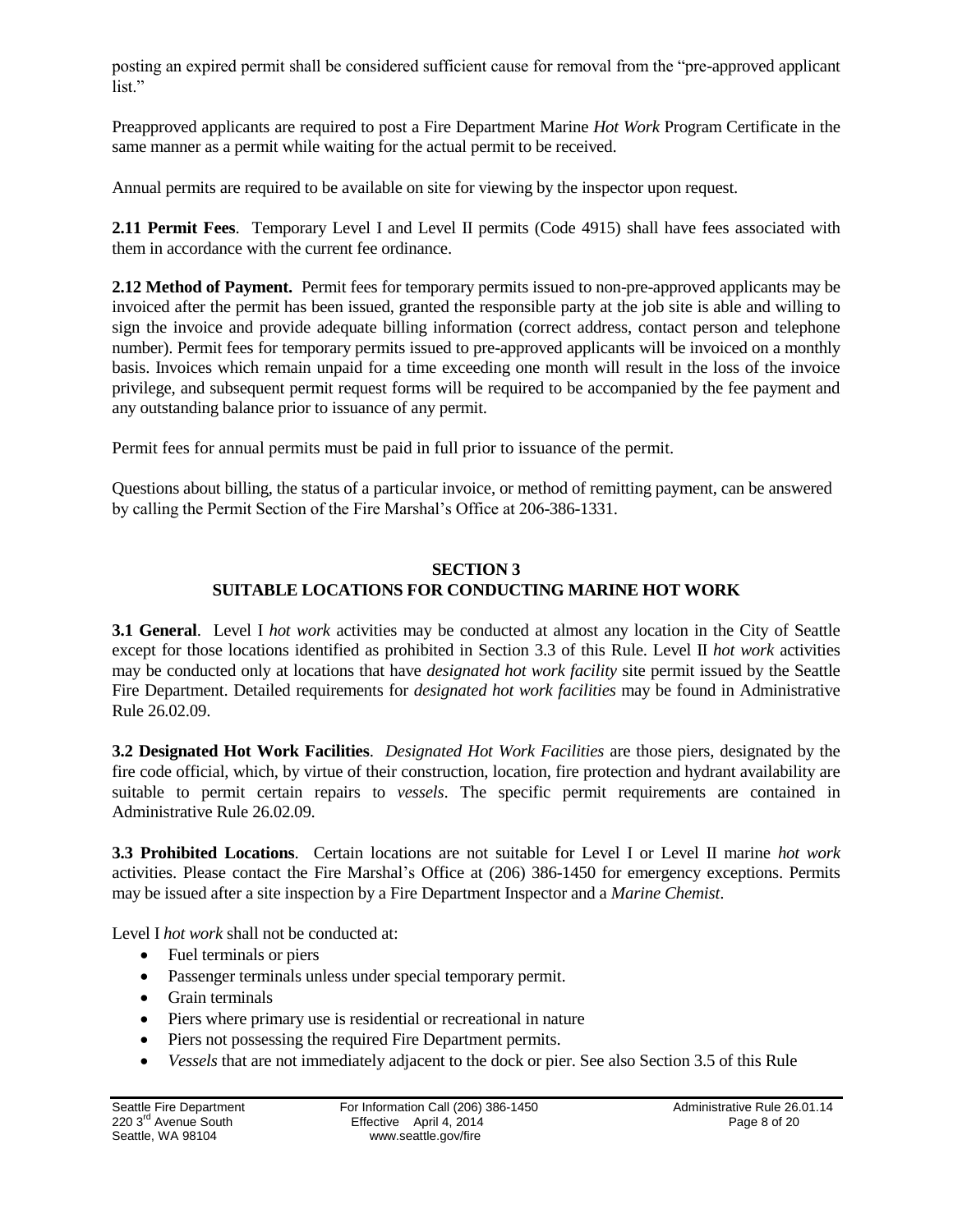posting an expired permit shall be considered sufficient cause for removal from the "pre-approved applicant list."

Preapproved applicants are required to post a Fire Department Marine *Hot Work* Program Certificate in the same manner as a permit while waiting for the actual permit to be received.

Annual permits are required to be available on site for viewing by the inspector upon request.

**2.11 Permit Fees**. Temporary Level I and Level II permits (Code 4915) shall have fees associated with them in accordance with the current fee ordinance.

**2.12 Method of Payment.** Permit fees for temporary permits issued to non-pre-approved applicants may be invoiced after the permit has been issued, granted the responsible party at the job site is able and willing to sign the invoice and provide adequate billing information (correct address, contact person and telephone number). Permit fees for temporary permits issued to pre-approved applicants will be invoiced on a monthly basis. Invoices which remain unpaid for a time exceeding one month will result in the loss of the invoice privilege, and subsequent permit request forms will be required to be accompanied by the fee payment and any outstanding balance prior to issuance of any permit.

Permit fees for annual permits must be paid in full prior to issuance of the permit.

Questions about billing, the status of a particular invoice, or method of remitting payment, can be answered by calling the Permit Section of the Fire Marshal's Office at 206-386-1331.

## SECTION 3
## SUITABLE LOCATIONS FOR CONDUCTING MARINE HOT WORK

**3.1 General**. Level I *hot work* activities may be conducted at almost any location in the City of Seattle except for those locations identified as prohibited in Section 3.3 of this Rule. Level II *hot work* activities may be conducted only at locations that have *designated hot work facility* site permit issued by the Seattle Fire Department. Detailed requirements for *designated hot work facilities* may be found in Administrative Rule 26.02.09.

**3.2 Designated Hot Work Facilities**. *Designated Hot Work Facilities* are those piers, designated by the fire code official, which, by virtue of their construction, location, fire protection and hydrant availability are suitable to permit certain repairs to *vessels*. The specific permit requirements are contained in Administrative Rule 26.02.09.

**3.3 Prohibited Locations**. Certain locations are not suitable for Level I or Level II marine *hot work* activities. Please contact the Fire Marshal's Office at (206) 386-1450 for emergency exceptions. Permits may be issued after a site inspection by a Fire Department Inspector and a *Marine Chemist*.

Level I *hot work* shall not be conducted at:

- Fuel terminals or piers
- Passenger terminals unless under special temporary permit.
- Grain terminals
- Piers where primary use is residential or recreational in nature
- Piers not possessing the required Fire Department permits.
- *Vessels* that are not immediately adjacent to the dock or pier. See also Section 3.5 of this Rule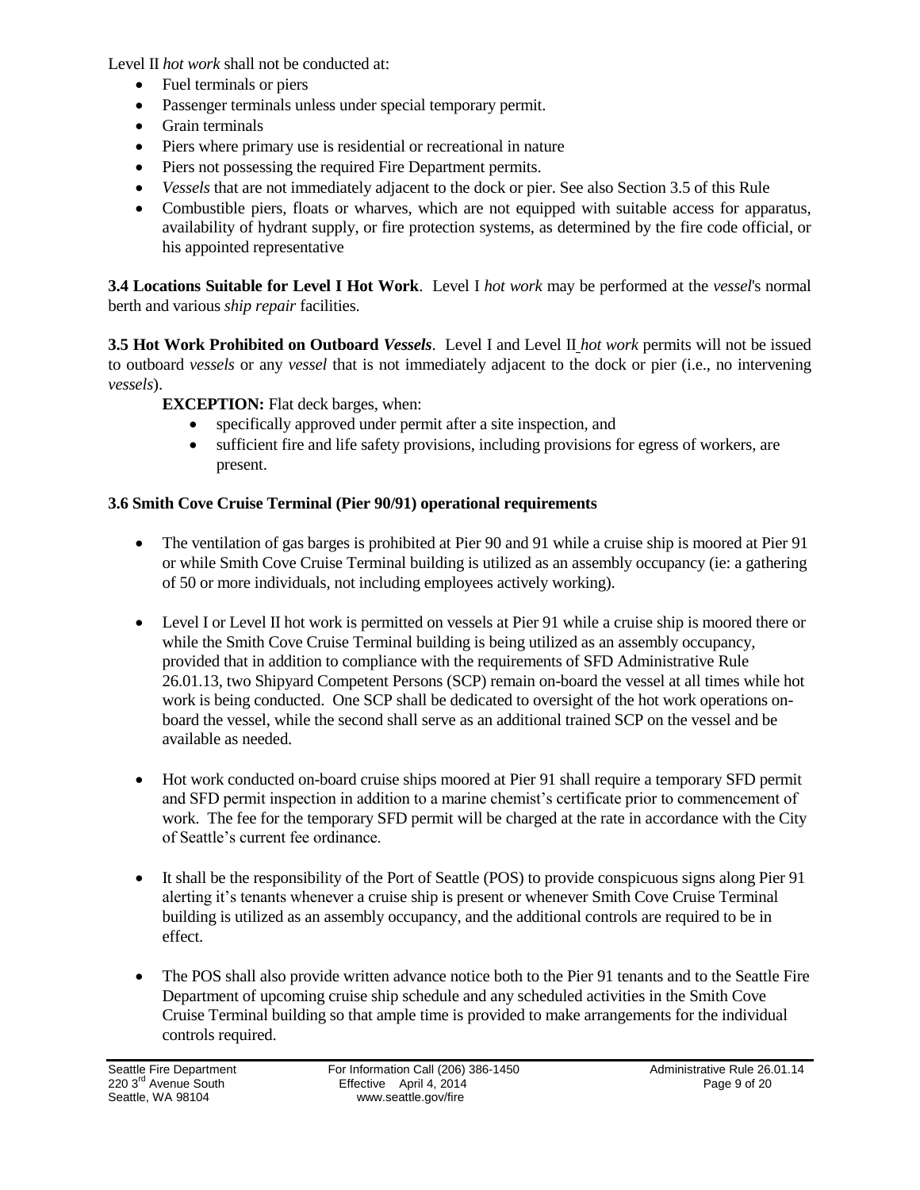Level II *hot work* shall not be conducted at:

- Fuel terminals or piers
- Passenger terminals unless under special temporary permit.
- Grain terminals
- Piers where primary use is residential or recreational in nature
- Piers not possessing the required Fire Department permits.
- *Vessels* that are not immediately adjacent to the dock or pier. See also Section 3.5 of this Rule
- Combustible piers, floats or wharves, which are not equipped with suitable access for apparatus, availability of hydrant supply, or fire protection systems, as determined by the fire code official, or his appointed representative

**3.4 Locations Suitable for Level I Hot Work**. Level I *hot work* may be performed at the *vessel*'s normal berth and various *ship repair* facilities.

**3.5 Hot Work Prohibited on Outboard *Vessels***. Level I and Level II *hot work* permits will not be issued to outboard *vessels* or any *vessel* that is not immediately adjacent to the dock or pier (i.e., no intervening *vessels*).

**EXCEPTION:** Flat deck barges, when:

- specifically approved under permit after a site inspection, and
- sufficient fire and life safety provisions, including provisions for egress of workers, are present.

**3.6 Smith Cove Cruise Terminal (Pier 90/91) operational requirements**

- The ventilation of gas barges is prohibited at Pier 90 and 91 while a cruise ship is moored at Pier 91 or while Smith Cove Cruise Terminal building is utilized as an assembly occupancy (ie: a gathering of 50 or more individuals, not including employees actively working).

- Level I or Level II hot work is permitted on vessels at Pier 91 while a cruise ship is moored there or while the Smith Cove Cruise Terminal building is being utilized as an assembly occupancy, provided that in addition to compliance with the requirements of SFD Administrative Rule 26.01.13, two Shipyard Competent Persons (SCP) remain on-board the vessel at all times while hot work is being conducted. One SCP shall be dedicated to oversight of the hot work operations on-board the vessel, while the second shall serve as an additional trained SCP on the vessel and be available as needed.

- Hot work conducted on-board cruise ships moored at Pier 91 shall require a temporary SFD permit and SFD permit inspection in addition to a marine chemist's certificate prior to commencement of work. The fee for the temporary SFD permit will be charged at the rate in accordance with the City of Seattle's current fee ordinance.

- It shall be the responsibility of the Port of Seattle (POS) to provide conspicuous signs along Pier 91 alerting it's tenants whenever a cruise ship is present or whenever Smith Cove Cruise Terminal building is utilized as an assembly occupancy, and the additional controls are required to be in effect.

- The POS shall also provide written advance notice both to the Pier 91 tenants and to the Seattle Fire Department of upcoming cruise ship schedule and any scheduled activities in the Smith Cove Cruise Terminal building so that ample time is provided to make arrangements for the individual controls required.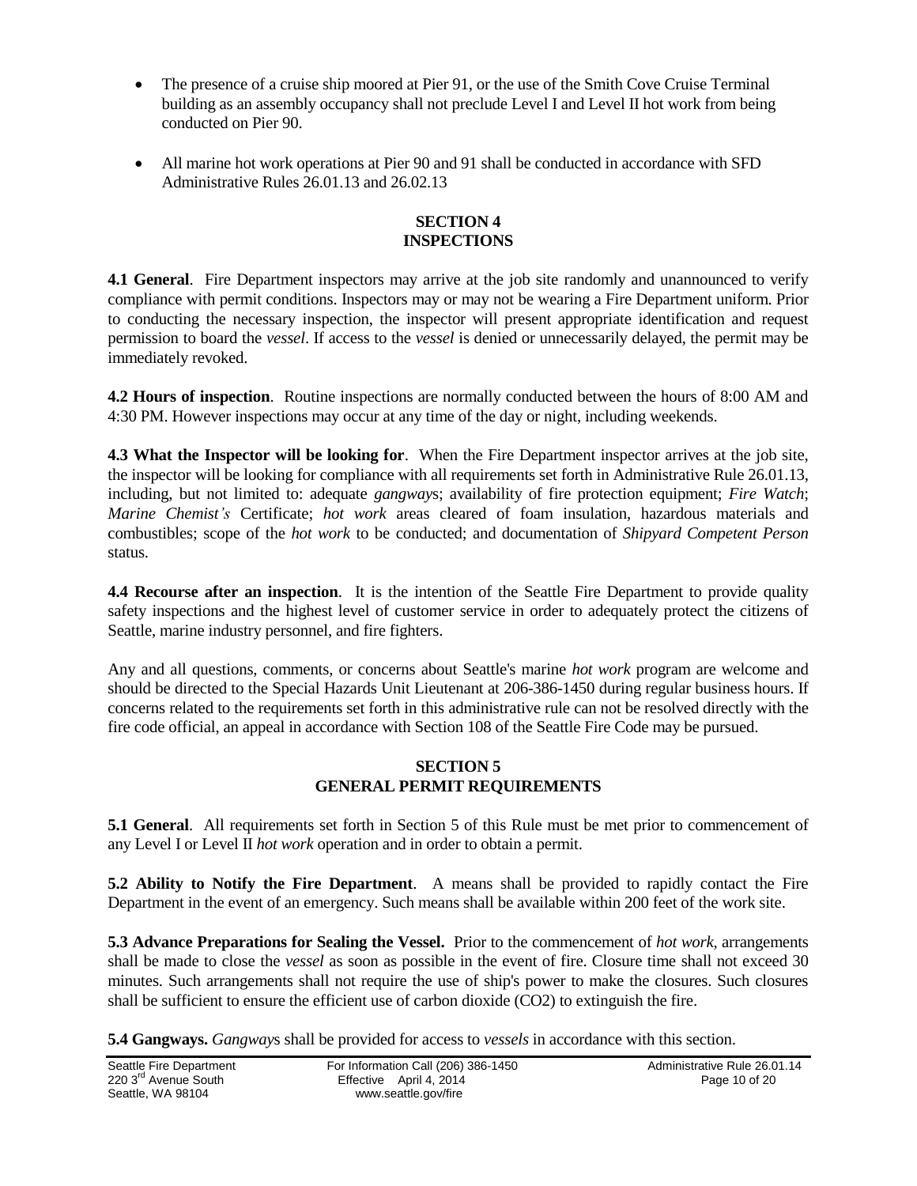- The presence of a cruise ship moored at Pier 91, or the use of the Smith Cove Cruise Terminal building as an assembly occupancy shall not preclude Level I and Level II hot work from being conducted on Pier 90.

- All marine hot work operations at Pier 90 and 91 shall be conducted in accordance with SFD Administrative Rules 26.01.13 and 26.02.13

## SECTION 4
## INSPECTIONS

**4.1 General**. Fire Department inspectors may arrive at the job site randomly and unannounced to verify compliance with permit conditions. Inspectors may or may not be wearing a Fire Department uniform. Prior to conducting the necessary inspection, the inspector will present appropriate identification and request permission to board the *vessel*. If access to the *vessel* is denied or unnecessarily delayed, the permit may be immediately revoked.

**4.2 Hours of inspection**. Routine inspections are normally conducted between the hours of 8:00 AM and 4:30 PM. However inspections may occur at any time of the day or night, including weekends.

**4.3 What the Inspector will be looking for**. When the Fire Department inspector arrives at the job site, the inspector will be looking for compliance with all requirements set forth in Administrative Rule 26.01.13, including, but not limited to: adequate *gangway*s; availability of fire protection equipment; *Fire Watch*; *Marine Chemist's* Certificate; *hot work* areas cleared of foam insulation, hazardous materials and combustibles; scope of the *hot work* to be conducted; and documentation of *Shipyard Competent Person* status.

**4.4 Recourse after an inspection**. It is the intention of the Seattle Fire Department to provide quality safety inspections and the highest level of customer service in order to adequately protect the citizens of Seattle, marine industry personnel, and fire fighters.

Any and all questions, comments, or concerns about Seattle's marine *hot work* program are welcome and should be directed to the Special Hazards Unit Lieutenant at 206-386-1450 during regular business hours. If concerns related to the requirements set forth in this administrative rule can not be resolved directly with the fire code official, an appeal in accordance with Section 108 of the Seattle Fire Code may be pursued.

## SECTION 5
## GENERAL PERMIT REQUIREMENTS

**5.1 General**. All requirements set forth in Section 5 of this Rule must be met prior to commencement of any Level I or Level II *hot work* operation and in order to obtain a permit.

**5.2 Ability to Notify the Fire Department**. A means shall be provided to rapidly contact the Fire Department in the event of an emergency. Such means shall be available within 200 feet of the work site.

**5.3 Advance Preparations for Sealing the Vessel.** Prior to the commencement of *hot work*, arrangements shall be made to close the *vessel* as soon as possible in the event of fire. Closure time shall not exceed 30 minutes. Such arrangements shall not require the use of ship's power to make the closures. Such closures shall be sufficient to ensure the efficient use of carbon dioxide ($CO_2$) to extinguish the fire.

**5.4 Gangways.** *Gangway*s shall be provided for access to *vessels* in accordance with this section.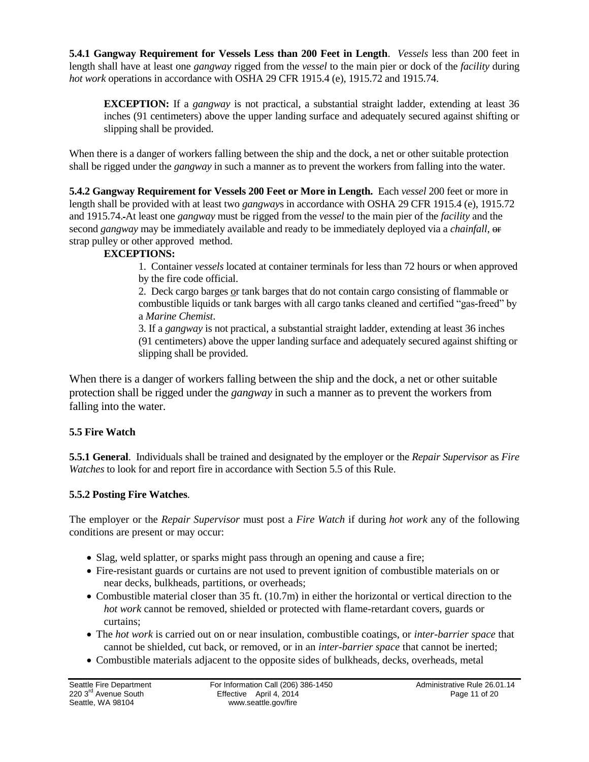**5.4.1 Gangway Requirement for Vessels Less than 200 Feet in Length**. *Vessels* less than 200 feet in length shall have at least one *gangway* rigged from the *vessel* to the main pier or dock of the *facility* during *hot work* operations in accordance with OSHA 29 CFR 1915.4 (e), 1915.72 and 1915.74.

> **EXCEPTION:** If a *gangway* is not practical, a substantial straight ladder, extending at least 36 inches (91 centimeters) above the upper landing surface and adequately secured against shifting or slipping shall be provided.

When there is a danger of workers falling between the ship and the dock, a net or other suitable protection shall be rigged under the *gangway* in such a manner as to prevent the workers from falling into the water.

**5.4.2 Gangway Requirement for Vessels 200 Feet or More in Length.** Each *vessel* 200 feet or more in length shall be provided with at least two *gangway*s in accordance with OSHA 29 CFR 1915.4 (e), 1915.72 and 1915.74. At least one *gangway* must be rigged from the *vessel* to the main pier of the *facility* and the second *gangway* may be immediately available and ready to be immediately deployed via a *chainfall*, ~~or~~ strap pulley or other approved method.

**EXCEPTIONS:**

1. Container *vessels* located at container terminals for less than 72 hours or when approved by the fire code official.
2. Deck cargo barges or tank barges that do not contain cargo consisting of flammable or combustible liquids or tank barges with all cargo tanks cleaned and certified "gas-freed" by a *Marine Chemist*.
3. If a *gangway* is not practical, a substantial straight ladder, extending at least 36 inches (91 centimeters) above the upper landing surface and adequately secured against shifting or slipping shall be provided.

When there is a danger of workers falling between the ship and the dock, a net or other suitable protection shall be rigged under the *gangway* in such a manner as to prevent the workers from falling into the water.

## 5.5 Fire Watch

**5.5.1 General**. Individuals shall be trained and designated by the employer or the *Repair Supervisor* as *Fire Watches* to look for and report fire in accordance with Section 5.5 of this Rule.

**5.5.2 Posting Fire Watches**.

The employer or the *Repair Supervisor* must post a *Fire Watch* if during *hot work* any of the following conditions are present or may occur:

- Slag, weld splatter, or sparks might pass through an opening and cause a fire;
- Fire-resistant guards or curtains are not used to prevent ignition of combustible materials on or near decks, bulkheads, partitions, or overheads;
- Combustible material closer than 35 ft. (10.7m) in either the horizontal or vertical direction to the *hot work* cannot be removed, shielded or protected with flame-retardant covers, guards or curtains;
- The *hot work* is carried out on or near insulation, combustible coatings, or *inter-barrier space* that cannot be shielded, cut back, or removed, or in an *inter-barrier space* that cannot be inerted;
- Combustible materials adjacent to the opposite sides of bulkheads, decks, overheads, metal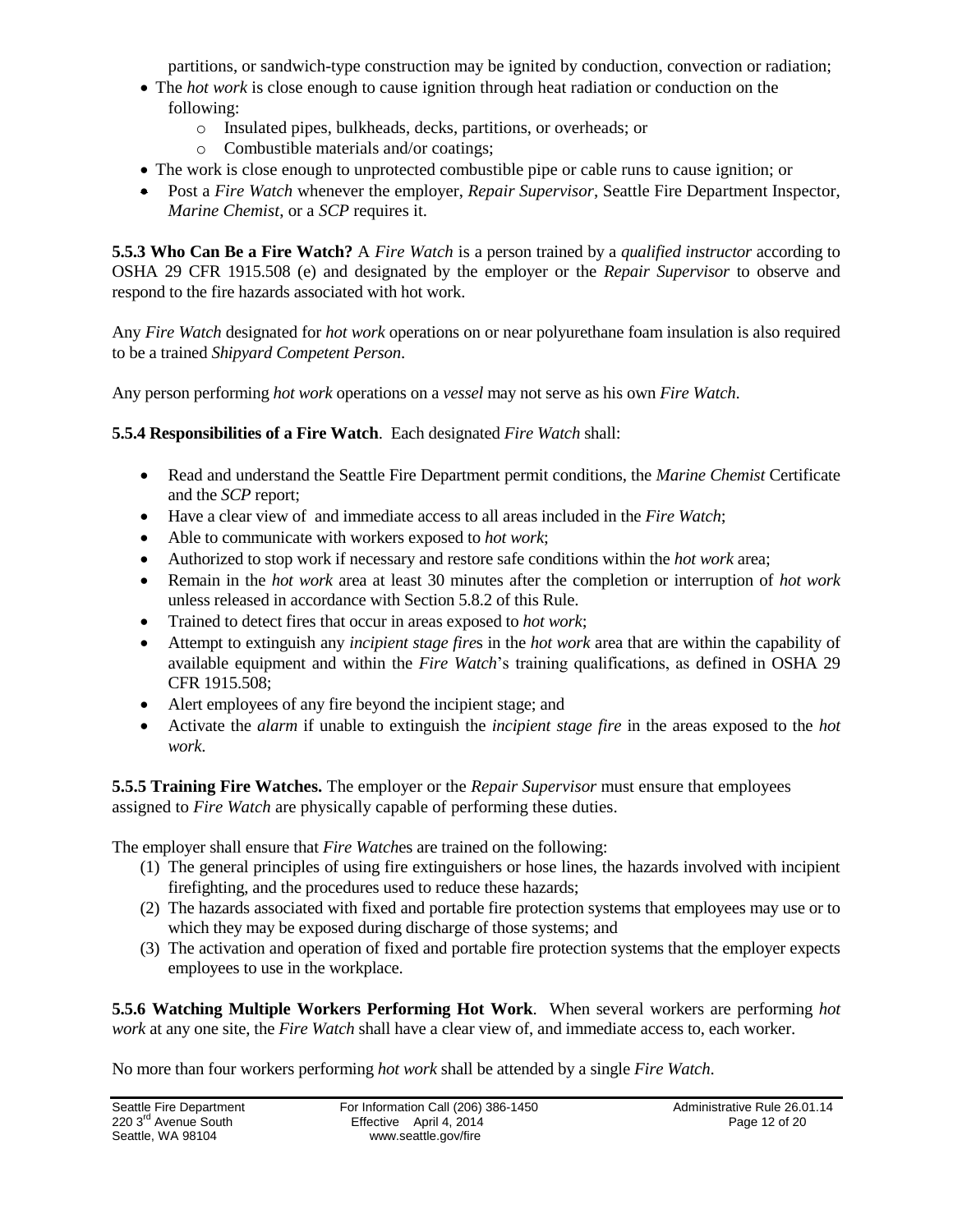partitions, or sandwich-type construction may be ignited by conduction, convection or radiation;

- The *hot work* is close enough to cause ignition through heat radiation or conduction on the following:
  - Insulated pipes, bulkheads, decks, partitions, or overheads; or
  - Combustible materials and/or coatings;
- The work is close enough to unprotected combustible pipe or cable runs to cause ignition; or
- Post a *Fire Watch* whenever the employer, *Repair Supervisor*, Seattle Fire Department Inspector, *Marine Chemist*, or a *SCP* requires it.

**5.5.3 Who Can Be a Fire Watch?** A *Fire Watch* is a person trained by a *qualified instructor* according to OSHA 29 CFR 1915.508 (e) and designated by the employer or the *Repair Supervisor* to observe and respond to the fire hazards associated with hot work.

Any *Fire Watch* designated for *hot work* operations on or near polyurethane foam insulation is also required to be a trained *Shipyard Competent Person*.

Any person performing *hot work* operations on a *vessel* may not serve as his own *Fire Watch*.

**5.5.4 Responsibilities of a Fire Watch**. Each designated *Fire Watch* shall:

- Read and understand the Seattle Fire Department permit conditions, the *Marine Chemist* Certificate and the *SCP* report;
- Have a clear view of and immediate access to all areas included in the *Fire Watch*;
- Able to communicate with workers exposed to *hot work*;
- Authorized to stop work if necessary and restore safe conditions within the *hot work* area;
- Remain in the *hot work* area at least 30 minutes after the completion or interruption of *hot work* unless released in accordance with Section 5.8.2 of this Rule.
- Trained to detect fires that occur in areas exposed to *hot work*;
- Attempt to extinguish any *incipient stage fire*s in the *hot work* area that are within the capability of available equipment and within the *Fire Watch*'s training qualifications, as defined in OSHA 29 CFR 1915.508;
- Alert employees of any fire beyond the incipient stage; and
- Activate the *alarm* if unable to extinguish the *incipient stage fire* in the areas exposed to the *hot work*.

**5.5.5 Training Fire Watches.** The employer or the *Repair Supervisor* must ensure that employees assigned to *Fire Watch* are physically capable of performing these duties.

The employer shall ensure that *Fire Watch*es are trained on the following:

(1) The general principles of using fire extinguishers or hose lines, the hazards involved with incipient firefighting, and the procedures used to reduce these hazards;

(2) The hazards associated with fixed and portable fire protection systems that employees may use or to which they may be exposed during discharge of those systems; and

(3) The activation and operation of fixed and portable fire protection systems that the employer expects employees to use in the workplace.

**5.5.6 Watching Multiple Workers Performing Hot Work**. When several workers are performing *hot work* at any one site, the *Fire Watch* shall have a clear view of, and immediate access to, each worker.

No more than four workers performing *hot work* shall be attended by a single *Fire Watch*.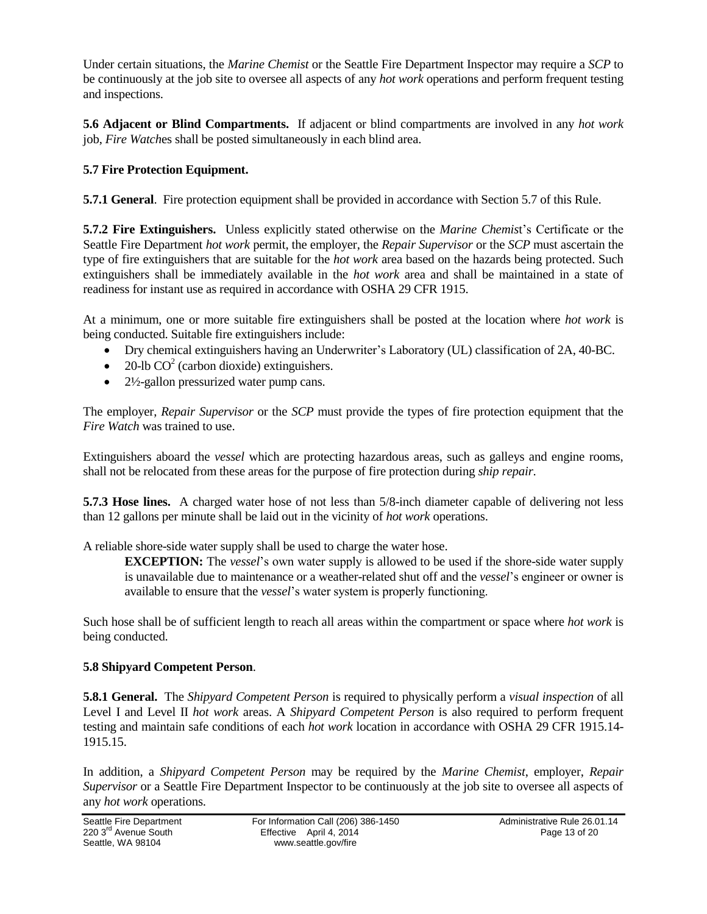Under certain situations, the *Marine Chemist* or the Seattle Fire Department Inspector may require a *SCP* to be continuously at the job site to oversee all aspects of any *hot work* operations and perform frequent testing and inspections.

**5.6 Adjacent or Blind Compartments.** If adjacent or blind compartments are involved in any *hot work* job, *Fire Watch*es shall be posted simultaneously in each blind area.

**5.7 Fire Protection Equipment.**

**5.7.1 General**. Fire protection equipment shall be provided in accordance with Section 5.7 of this Rule.

**5.7.2 Fire Extinguishers.** Unless explicitly stated otherwise on the *Marine Chemist*'s Certificate or the Seattle Fire Department *hot work* permit, the employer, the *Repair Supervisor* or the *SCP* must ascertain the type of fire extinguishers that are suitable for the *hot work* area based on the hazards being protected. Such extinguishers shall be immediately available in the *hot work* area and shall be maintained in a state of readiness for instant use as required in accordance with OSHA 29 CFR 1915.

At a minimum, one or more suitable fire extinguishers shall be posted at the location where *hot work* is being conducted. Suitable fire extinguishers include:

- Dry chemical extinguishers having an Underwriter's Laboratory (UL) classification of 2A, 40-BC.
- 20-lb $CO^2$ (carbon dioxide) extinguishers.
- 2½-gallon pressurized water pump cans.

The employer, *Repair Supervisor* or the *SCP* must provide the types of fire protection equipment that the *Fire Watch* was trained to use.

Extinguishers aboard the *vessel* which are protecting hazardous areas, such as galleys and engine rooms, shall not be relocated from these areas for the purpose of fire protection during *ship repair*.

**5.7.3 Hose lines.** A charged water hose of not less than 5/8-inch diameter capable of delivering not less than 12 gallons per minute shall be laid out in the vicinity of *hot work* operations.

A reliable shore-side water supply shall be used to charge the water hose.

> **EXCEPTION:** The *vessel*'s own water supply is allowed to be used if the shore-side water supply is unavailable due to maintenance or a weather-related shut off and the *vessel*'s engineer or owner is available to ensure that the *vessel*'s water system is properly functioning.

Such hose shall be of sufficient length to reach all areas within the compartment or space where *hot work* is being conducted.

**5.8 Shipyard Competent Person**.

**5.8.1 General.** The *Shipyard Competent Person* is required to physically perform a *visual inspection* of all Level I and Level II *hot work* areas. A *Shipyard Competent Person* is also required to perform frequent testing and maintain safe conditions of each *hot work* location in accordance with OSHA 29 CFR 1915.14-1915.15.

In addition, a *Shipyard Competent Person* may be required by the *Marine Chemist*, employer, *Repair Supervisor* or a Seattle Fire Department Inspector to be continuously at the job site to oversee all aspects of any *hot work* operations.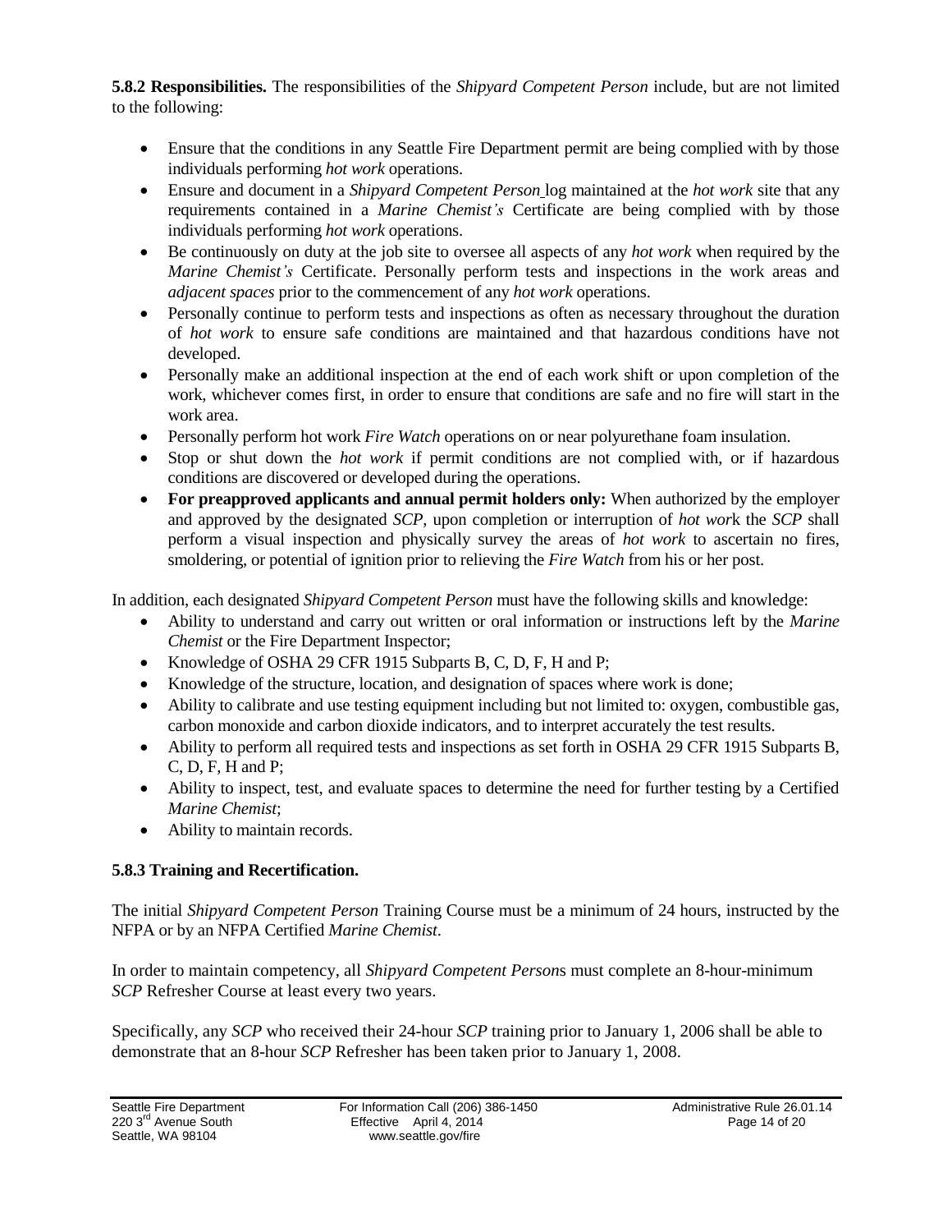**5.8.2 Responsibilities.** The responsibilities of the *Shipyard Competent Person* include, but are not limited to the following:

- Ensure that the conditions in any Seattle Fire Department permit are being complied with by those individuals performing *hot work* operations.
- Ensure and document in a *Shipyard Competent Person* log maintained at the *hot work* site that any requirements contained in a *Marine Chemist's* Certificate are being complied with by those individuals performing *hot work* operations.
- Be continuously on duty at the job site to oversee all aspects of any *hot work* when required by the *Marine Chemist's* Certificate. Personally perform tests and inspections in the work areas and *adjacent spaces* prior to the commencement of any *hot work* operations.
- Personally continue to perform tests and inspections as often as necessary throughout the duration of *hot work* to ensure safe conditions are maintained and that hazardous conditions have not developed.
- Personally make an additional inspection at the end of each work shift or upon completion of the work, whichever comes first, in order to ensure that conditions are safe and no fire will start in the work area.
- Personally perform hot work *Fire Watch* operations on or near polyurethane foam insulation.
- Stop or shut down the *hot work* if permit conditions are not complied with, or if hazardous conditions are discovered or developed during the operations.
- **For preapproved applicants and annual permit holders only:** When authorized by the employer and approved by the designated *SCP*, upon completion or interruption of *hot wor*k the *SCP* shall perform a visual inspection and physically survey the areas of *hot work* to ascertain no fires, smoldering, or potential of ignition prior to relieving the *Fire Watch* from his or her post.

In addition, each designated *Shipyard Competent Person* must have the following skills and knowledge:

- Ability to understand and carry out written or oral information or instructions left by the *Marine Chemist* or the Fire Department Inspector;
- Knowledge of OSHA 29 CFR 1915 Subparts B, C, D, F, H and P;
- Knowledge of the structure, location, and designation of spaces where work is done;
- Ability to calibrate and use testing equipment including but not limited to: oxygen, combustible gas, carbon monoxide and carbon dioxide indicators, and to interpret accurately the test results.
- Ability to perform all required tests and inspections as set forth in OSHA 29 CFR 1915 Subparts B, C, D, F, H and P;
- Ability to inspect, test, and evaluate spaces to determine the need for further testing by a Certified *Marine Chemist*;
- Ability to maintain records.

**5.8.3 Training and Recertification.**

The initial *Shipyard Competent Person* Training Course must be a minimum of 24 hours, instructed by the NFPA or by an NFPA Certified *Marine Chemist*.

In order to maintain competency, all *Shipyard Competent Person*s must complete an 8-hour-minimum *SCP* Refresher Course at least every two years.

Specifically, any *SCP* who received their 24-hour *SCP* training prior to January 1, 2006 shall be able to demonstrate that an 8-hour *SCP* Refresher has been taken prior to January 1, 2008.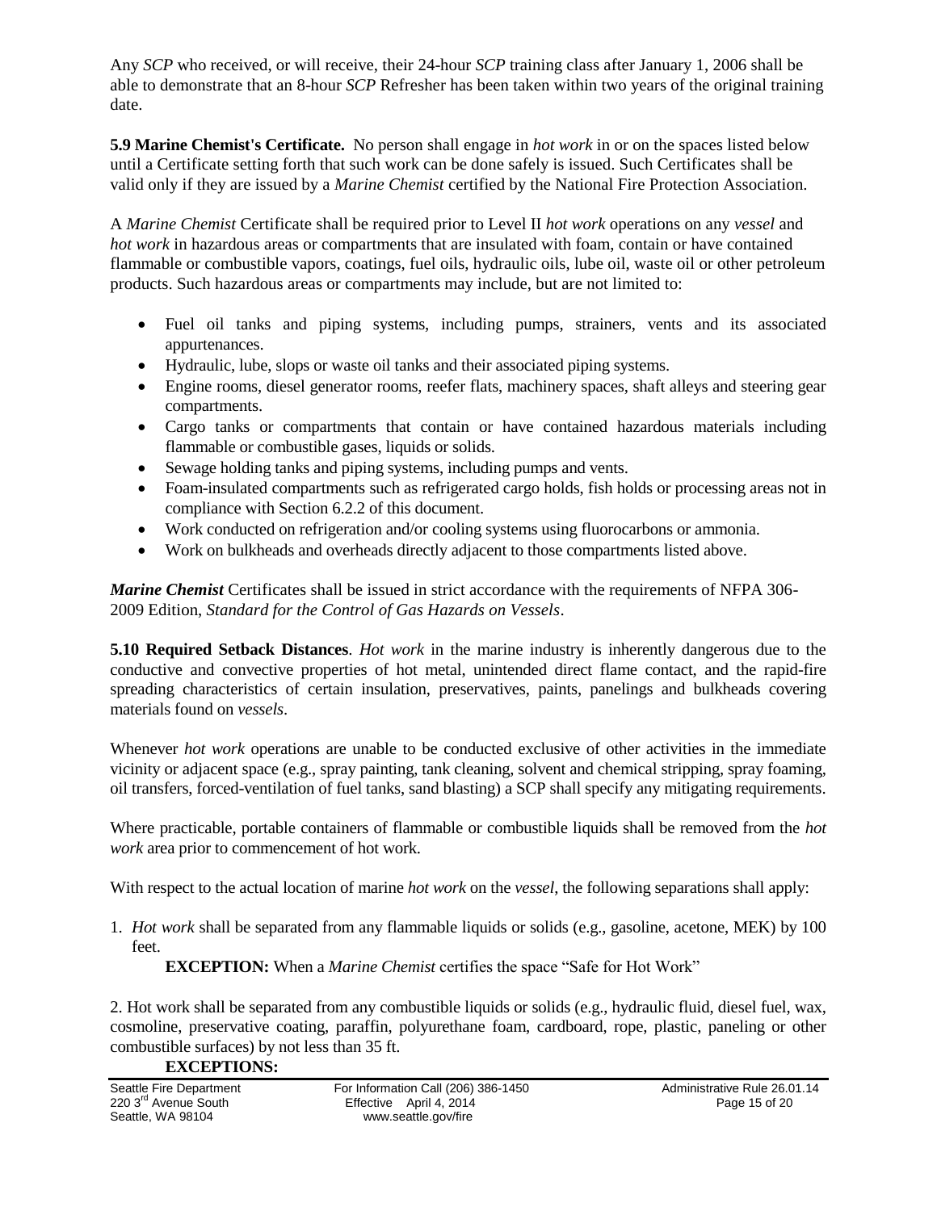Any *SCP* who received, or will receive, their 24-hour *SCP* training class after January 1, 2006 shall be able to demonstrate that an 8-hour *SCP* Refresher has been taken within two years of the original training date.

**5.9 Marine Chemist's Certificate.** No person shall engage in *hot work* in or on the spaces listed below until a Certificate setting forth that such work can be done safely is issued. Such Certificates shall be valid only if they are issued by a *Marine Chemist* certified by the National Fire Protection Association.

A *Marine Chemist* Certificate shall be required prior to Level II *hot work* operations on any *vessel* and *hot work* in hazardous areas or compartments that are insulated with foam, contain or have contained flammable or combustible vapors, coatings, fuel oils, hydraulic oils, lube oil, waste oil or other petroleum products. Such hazardous areas or compartments may include, but are not limited to:

- Fuel oil tanks and piping systems, including pumps, strainers, vents and its associated appurtenances.
- Hydraulic, lube, slops or waste oil tanks and their associated piping systems.
- Engine rooms, diesel generator rooms, reefer flats, machinery spaces, shaft alleys and steering gear compartments.
- Cargo tanks or compartments that contain or have contained hazardous materials including flammable or combustible gases, liquids or solids.
- Sewage holding tanks and piping systems, including pumps and vents.
- Foam-insulated compartments such as refrigerated cargo holds, fish holds or processing areas not in compliance with Section 6.2.2 of this document.
- Work conducted on refrigeration and/or cooling systems using fluorocarbons or ammonia.
- Work on bulkheads and overheads directly adjacent to those compartments listed above.

***Marine Chemist*** Certificates shall be issued in strict accordance with the requirements of NFPA 306-2009 Edition, *Standard for the Control of Gas Hazards on Vessels*.

**5.10 Required Setback Distances**. *Hot work* in the marine industry is inherently dangerous due to the conductive and convective properties of hot metal, unintended direct flame contact, and the rapid-fire spreading characteristics of certain insulation, preservatives, paints, panelings and bulkheads covering materials found on *vessels*.

Whenever *hot work* operations are unable to be conducted exclusive of other activities in the immediate vicinity or adjacent space (e.g., spray painting, tank cleaning, solvent and chemical stripping, spray foaming, oil transfers, forced-ventilation of fuel tanks, sand blasting) a SCP shall specify any mitigating requirements.

Where practicable, portable containers of flammable or combustible liquids shall be removed from the *hot work* area prior to commencement of hot work.

With respect to the actual location of marine *hot work* on the *vessel*, the following separations shall apply:

1. *Hot work* shall be separated from any flammable liquids or solids (e.g., gasoline, acetone, MEK) by 100 feet.

   **EXCEPTION:** When a *Marine Chemist* certifies the space "Safe for Hot Work"

2. Hot work shall be separated from any combustible liquids or solids (e.g., hydraulic fluid, diesel fuel, wax, cosmoline, preservative coating, paraffin, polyurethane foam, cardboard, rope, plastic, paneling or other combustible surfaces) by not less than 35 ft.

   **EXCEPTIONS:**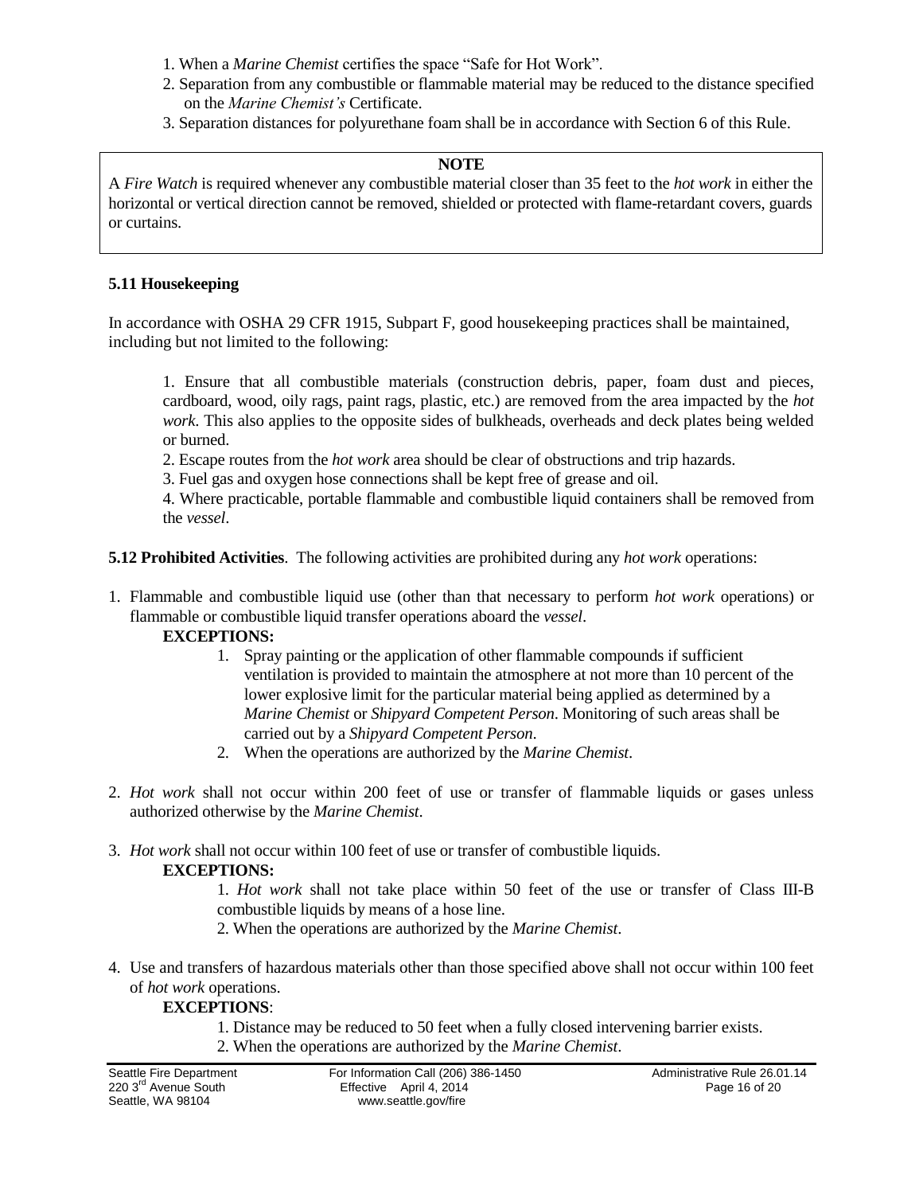1. When a *Marine Chemist* certifies the space "Safe for Hot Work".
2. Separation from any combustible or flammable material may be reduced to the distance specified on the *Marine Chemist's* Certificate.
3. Separation distances for polyurethane foam shall be in accordance with Section 6 of this Rule.

**NOTE**

A *Fire Watch* is required whenever any combustible material closer than 35 feet to the *hot work* in either the horizontal or vertical direction cannot be removed, shielded or protected with flame-retardant covers, guards or curtains.

**5.11 Housekeeping**

In accordance with OSHA 29 CFR 1915, Subpart F, good housekeeping practices shall be maintained, including but not limited to the following:

1. Ensure that all combustible materials (construction debris, paper, foam dust and pieces, cardboard, wood, oily rags, paint rags, plastic, etc.) are removed from the area impacted by the *hot work*. This also applies to the opposite sides of bulkheads, overheads and deck plates being welded or burned.
2. Escape routes from the *hot work* area should be clear of obstructions and trip hazards.
3. Fuel gas and oxygen hose connections shall be kept free of grease and oil.
4. Where practicable, portable flammable and combustible liquid containers shall be removed from the *vessel*.

**5.12 Prohibited Activities**. The following activities are prohibited during any *hot work* operations:

1. Flammable and combustible liquid use (other than that necessary to perform *hot work* operations) or flammable or combustible liquid transfer operations aboard the *vessel*.

   **EXCEPTIONS:**

   1. Spray painting or the application of other flammable compounds if sufficient ventilation is provided to maintain the atmosphere at not more than 10 percent of the lower explosive limit for the particular material being applied as determined by a *Marine Chemist* or *Shipyard Competent Person*. Monitoring of such areas shall be carried out by a *Shipyard Competent Person*.
   2. When the operations are authorized by the *Marine Chemist*.

2. *Hot work* shall not occur within 200 feet of use or transfer of flammable liquids or gases unless authorized otherwise by the *Marine Chemist*.

3. *Hot work* shall not occur within 100 feet of use or transfer of combustible liquids.

   **EXCEPTIONS:**

   1. *Hot work* shall not take place within 50 feet of the use or transfer of Class III-B combustible liquids by means of a hose line.
   2. When the operations are authorized by the *Marine Chemist*.

4. Use and transfers of hazardous materials other than those specified above shall not occur within 100 feet of *hot work* operations.

   **EXCEPTIONS**:

   1. Distance may be reduced to 50 feet when a fully closed intervening barrier exists.
   2. When the operations are authorized by the *Marine Chemist*.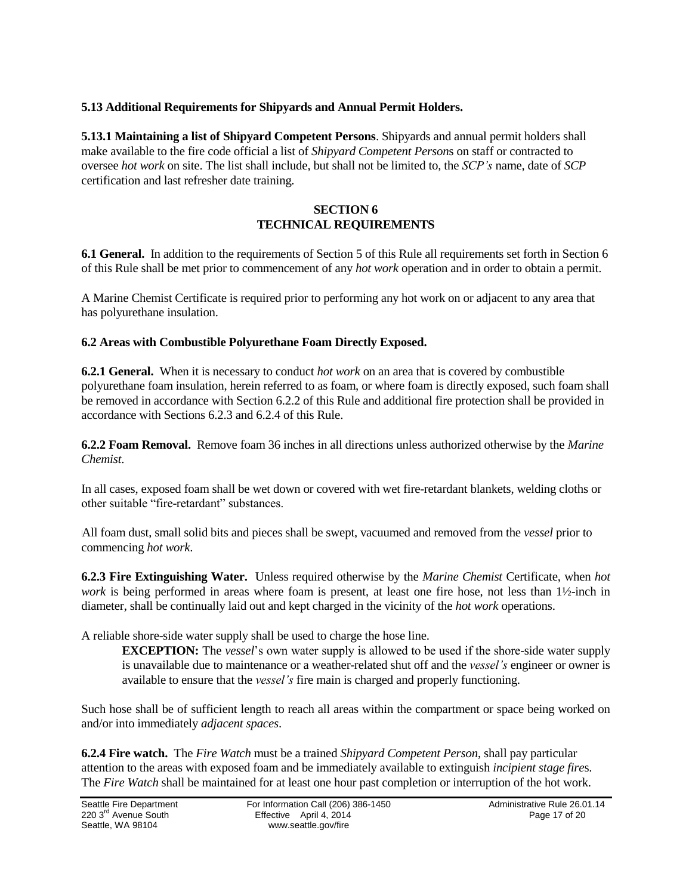**5.13 Additional Requirements for Shipyards and Annual Permit Holders.**

**5.13.1 Maintaining a list of Shipyard Competent Persons**. Shipyards and annual permit holders shall make available to the fire code official a list of *Shipyard Competent Person*s on staff or contracted to oversee *hot work* on site. The list shall include, but shall not be limited to, the *SCP's* name, date of *SCP* certification and last refresher date training.

## SECTION 6
## TECHNICAL REQUIREMENTS

**6.1 General.** In addition to the requirements of Section 5 of this Rule all requirements set forth in Section 6 of this Rule shall be met prior to commencement of any *hot work* operation and in order to obtain a permit.

A Marine Chemist Certificate is required prior to performing any hot work on or adjacent to any area that has polyurethane insulation.

**6.2 Areas with Combustible Polyurethane Foam Directly Exposed.**

**6.2.1 General.** When it is necessary to conduct *hot work* on an area that is covered by combustible polyurethane foam insulation, herein referred to as foam, or where foam is directly exposed, such foam shall be removed in accordance with Section 6.2.2 of this Rule and additional fire protection shall be provided in accordance with Sections 6.2.3 and 6.2.4 of this Rule.

**6.2.2 Foam Removal.** Remove foam 36 inches in all directions unless authorized otherwise by the *Marine Chemist*.

In all cases, exposed foam shall be wet down or covered with wet fire-retardant blankets, welding cloths or other suitable "fire-retardant" substances.

All foam dust, small solid bits and pieces shall be swept, vacuumed and removed from the *vessel* prior to commencing *hot work*.

**6.2.3 Fire Extinguishing Water.** Unless required otherwise by the *Marine Chemist* Certificate, when *hot work* is being performed in areas where foam is present, at least one fire hose, not less than 1½-inch in diameter, shall be continually laid out and kept charged in the vicinity of the *hot work* operations.

A reliable shore-side water supply shall be used to charge the hose line.

> **EXCEPTION:** The *vessel*'s own water supply is allowed to be used if the shore-side water supply is unavailable due to maintenance or a weather-related shut off and the *vessel's* engineer or owner is available to ensure that the *vessel's* fire main is charged and properly functioning.

Such hose shall be of sufficient length to reach all areas within the compartment or space being worked on and/or into immediately *adjacent spaces*.

**6.2.4 Fire watch.** The *Fire Watch* must be a trained *Shipyard Competent Person*, shall pay particular attention to the areas with exposed foam and be immediately available to extinguish *incipient stage fire*s. The *Fire Watch* shall be maintained for at least one hour past completion or interruption of the hot work.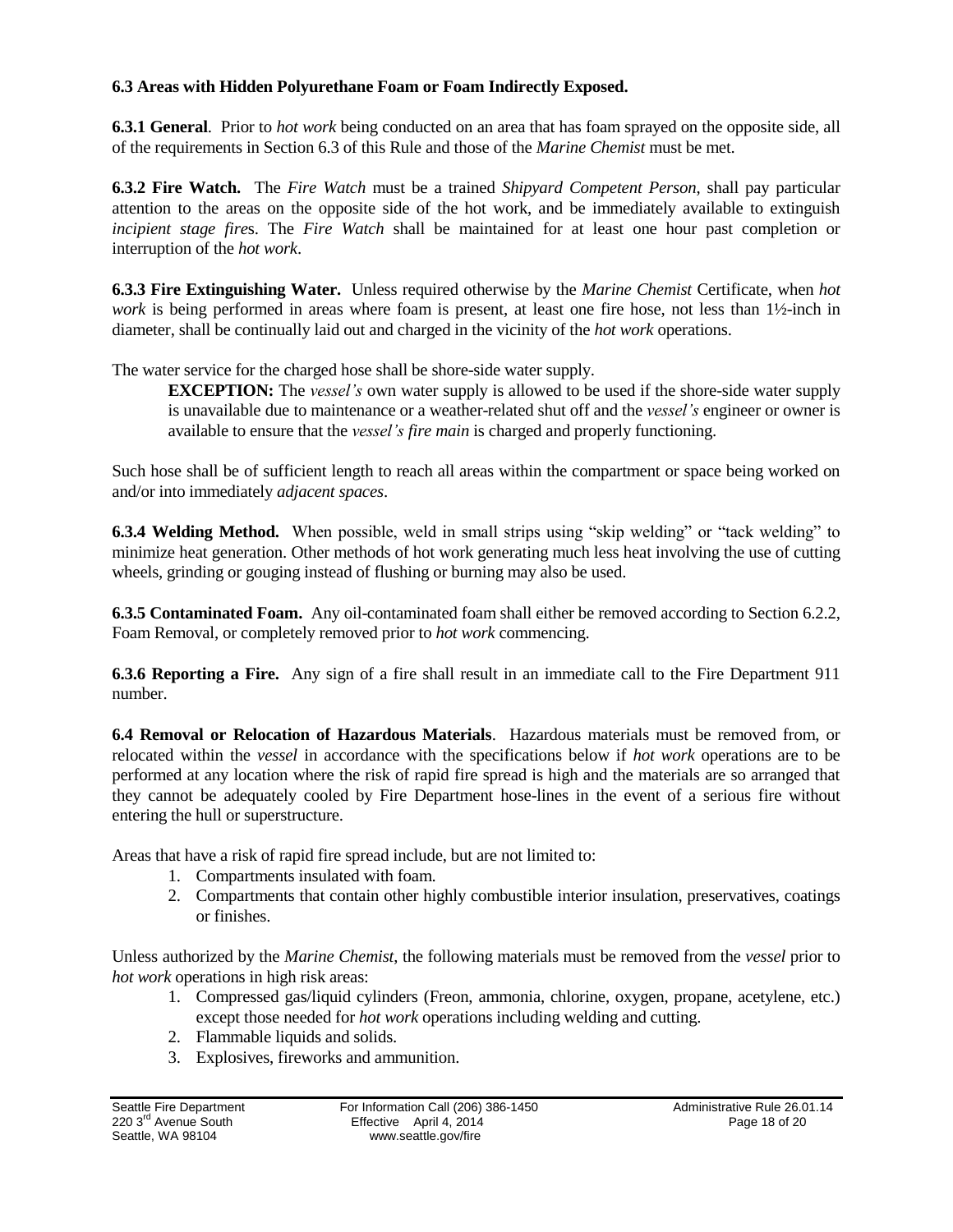**6.3 Areas with Hidden Polyurethane Foam or Foam Indirectly Exposed.**

**6.3.1 General**. Prior to *hot work* being conducted on an area that has foam sprayed on the opposite side, all of the requirements in Section 6.3 of this Rule and those of the *Marine Chemist* must be met.

**6.3.2 Fire Watch.** The *Fire Watch* must be a trained *Shipyard Competent Person*, shall pay particular attention to the areas on the opposite side of the hot work, and be immediately available to extinguish *incipient stage fire*s. The *Fire Watch* shall be maintained for at least one hour past completion or interruption of the *hot work*.

**6.3.3 Fire Extinguishing Water.** Unless required otherwise by the *Marine Chemist* Certificate, when *hot work* is being performed in areas where foam is present, at least one fire hose, not less than 1½-inch in diameter, shall be continually laid out and charged in the vicinity of the *hot work* operations.

The water service for the charged hose shall be shore-side water supply.

> **EXCEPTION:** The *vessel's* own water supply is allowed to be used if the shore-side water supply is unavailable due to maintenance or a weather-related shut off and the *vessel's* engineer or owner is available to ensure that the *vessel's fire main* is charged and properly functioning.

Such hose shall be of sufficient length to reach all areas within the compartment or space being worked on and/or into immediately *adjacent spaces*.

**6.3.4 Welding Method.** When possible, weld in small strips using "skip welding" or "tack welding" to minimize heat generation. Other methods of hot work generating much less heat involving the use of cutting wheels, grinding or gouging instead of flushing or burning may also be used.

**6.3.5 Contaminated Foam.** Any oil-contaminated foam shall either be removed according to Section 6.2.2, Foam Removal, or completely removed prior to *hot work* commencing.

**6.3.6 Reporting a Fire.** Any sign of a fire shall result in an immediate call to the Fire Department 911 number.

**6.4 Removal or Relocation of Hazardous Materials**. Hazardous materials must be removed from, or relocated within the *vessel* in accordance with the specifications below if *hot work* operations are to be performed at any location where the risk of rapid fire spread is high and the materials are so arranged that they cannot be adequately cooled by Fire Department hose-lines in the event of a serious fire without entering the hull or superstructure.

Areas that have a risk of rapid fire spread include, but are not limited to:

1. Compartments insulated with foam.
2. Compartments that contain other highly combustible interior insulation, preservatives, coatings or finishes.

Unless authorized by the *Marine Chemist*, the following materials must be removed from the *vessel* prior to *hot work* operations in high risk areas:

1. Compressed gas/liquid cylinders (Freon, ammonia, chlorine, oxygen, propane, acetylene, etc.) except those needed for *hot work* operations including welding and cutting.
2. Flammable liquids and solids.
3. Explosives, fireworks and ammunition.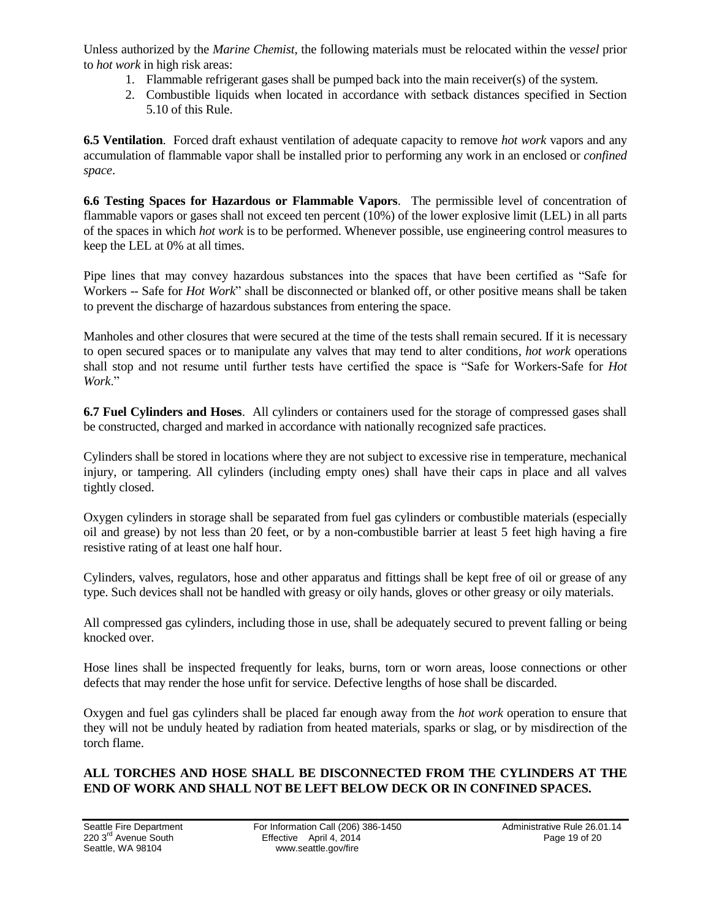Unless authorized by the *Marine Chemist*, the following materials must be relocated within the *vessel* prior to *hot work* in high risk areas:

1. Flammable refrigerant gases shall be pumped back into the main receiver(s) of the system.
2. Combustible liquids when located in accordance with setback distances specified in Section 5.10 of this Rule.

**6.5 Ventilation**. Forced draft exhaust ventilation of adequate capacity to remove *hot work* vapors and any accumulation of flammable vapor shall be installed prior to performing any work in an enclosed or *confined space*.

**6.6 Testing Spaces for Hazardous or Flammable Vapors**. The permissible level of concentration of flammable vapors or gases shall not exceed ten percent (10%) of the lower explosive limit (LEL) in all parts of the spaces in which *hot work* is to be performed. Whenever possible, use engineering control measures to keep the LEL at 0% at all times.

Pipe lines that may convey hazardous substances into the spaces that have been certified as "Safe for Workers -- Safe for *Hot Work*" shall be disconnected or blanked off, or other positive means shall be taken to prevent the discharge of hazardous substances from entering the space.

Manholes and other closures that were secured at the time of the tests shall remain secured. If it is necessary to open secured spaces or to manipulate any valves that may tend to alter conditions, *hot work* operations shall stop and not resume until further tests have certified the space is "Safe for Workers-Safe for *Hot Work*."

**6.7 Fuel Cylinders and Hoses**. All cylinders or containers used for the storage of compressed gases shall be constructed, charged and marked in accordance with nationally recognized safe practices.

Cylinders shall be stored in locations where they are not subject to excessive rise in temperature, mechanical injury, or tampering. All cylinders (including empty ones) shall have their caps in place and all valves tightly closed.

Oxygen cylinders in storage shall be separated from fuel gas cylinders or combustible materials (especially oil and grease) by not less than 20 feet, or by a non-combustible barrier at least 5 feet high having a fire resistive rating of at least one half hour.

Cylinders, valves, regulators, hose and other apparatus and fittings shall be kept free of oil or grease of any type. Such devices shall not be handled with greasy or oily hands, gloves or other greasy or oily materials.

All compressed gas cylinders, including those in use, shall be adequately secured to prevent falling or being knocked over.

Hose lines shall be inspected frequently for leaks, burns, torn or worn areas, loose connections or other defects that may render the hose unfit for service. Defective lengths of hose shall be discarded.

Oxygen and fuel gas cylinders shall be placed far enough away from the *hot work* operation to ensure that they will not be unduly heated by radiation from heated materials, sparks or slag, or by misdirection of the torch flame.

**ALL TORCHES AND HOSE SHALL BE DISCONNECTED FROM THE CYLINDERS AT THE END OF WORK AND SHALL NOT BE LEFT BELOW DECK OR IN CONFINED SPACES.**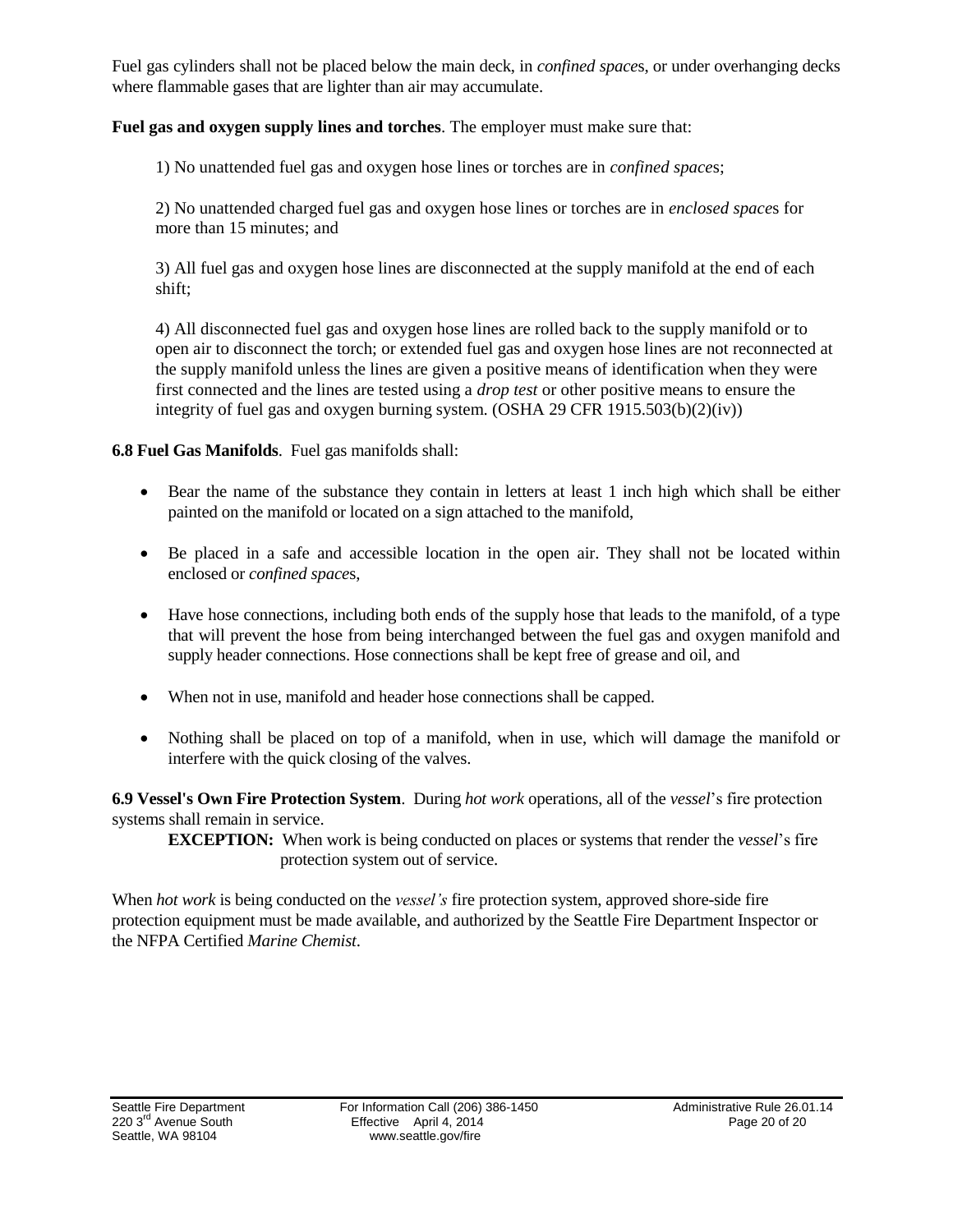Fuel gas cylinders shall not be placed below the main deck, in *confined space*s, or under overhanging decks where flammable gases that are lighter than air may accumulate.

**Fuel gas and oxygen supply lines and torches**. The employer must make sure that:

1) No unattended fuel gas and oxygen hose lines or torches are in *confined space*s;

2) No unattended charged fuel gas and oxygen hose lines or torches are in *enclosed space*s for more than 15 minutes; and

3) All fuel gas and oxygen hose lines are disconnected at the supply manifold at the end of each shift;

4) All disconnected fuel gas and oxygen hose lines are rolled back to the supply manifold or to open air to disconnect the torch; or extended fuel gas and oxygen hose lines are not reconnected at the supply manifold unless the lines are given a positive means of identification when they were first connected and the lines are tested using a *drop test* or other positive means to ensure the integrity of fuel gas and oxygen burning system. (OSHA 29 CFR 1915.503(b)(2)(iv))

**6.8 Fuel Gas Manifolds**. Fuel gas manifolds shall:

- Bear the name of the substance they contain in letters at least 1 inch high which shall be either painted on the manifold or located on a sign attached to the manifold,
- Be placed in a safe and accessible location in the open air. They shall not be located within enclosed or *confined space*s,
- Have hose connections, including both ends of the supply hose that leads to the manifold, of a type that will prevent the hose from being interchanged between the fuel gas and oxygen manifold and supply header connections. Hose connections shall be kept free of grease and oil, and
- When not in use, manifold and header hose connections shall be capped.
- Nothing shall be placed on top of a manifold, when in use, which will damage the manifold or interfere with the quick closing of the valves.

**6.9 Vessel's Own Fire Protection System**. During *hot work* operations, all of the *vessel*'s fire protection systems shall remain in service.

**EXCEPTION:** When work is being conducted on places or systems that render the *vessel*'s fire protection system out of service.

When *hot work* is being conducted on the *vessel's* fire protection system, approved shore-side fire protection equipment must be made available, and authorized by the Seattle Fire Department Inspector or the NFPA Certified *Marine Chemist*.